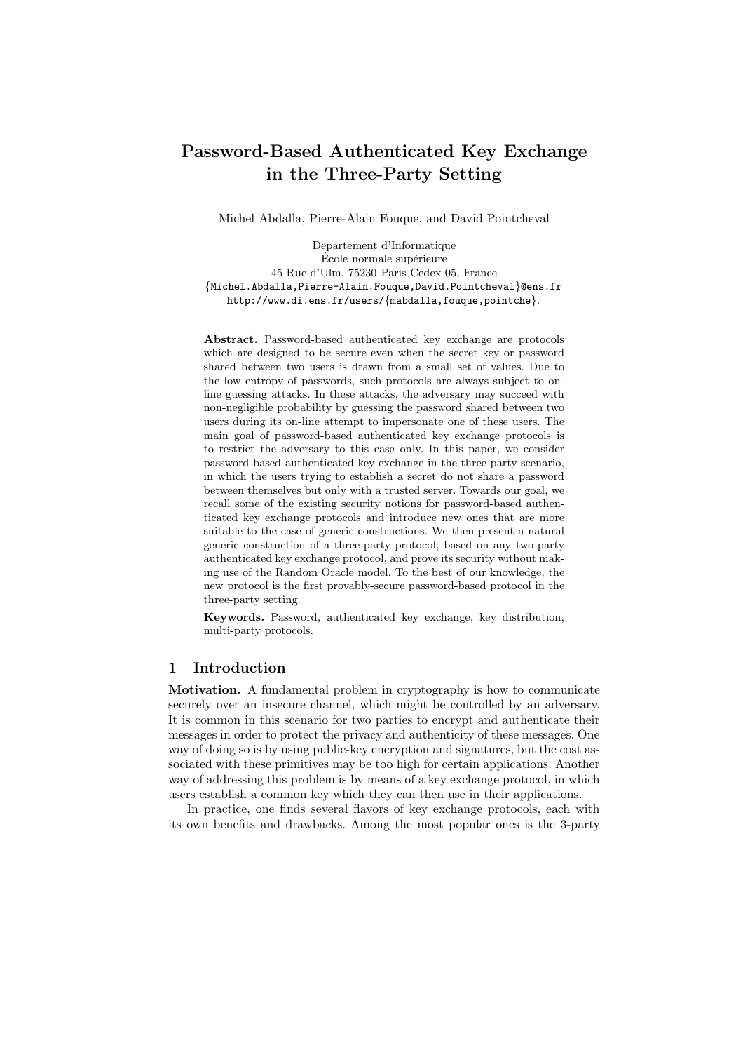# Password-Based Authenticated Key Exchange in the Three-Party Setting

Michel Abdalla, Pierre-Alain Fouque, and David Pointcheval

Departement d'Informatique
École normale supérieure
45 Rue d'Ulm, 75230 Paris Cedex 05, France
{Michel.Abdalla,Pierre-Alain.Fouque,David.Pointcheval}@ens.fr
http://www.di.ens.fr/users/{mabdalla,fouque,pointche}.

**Abstract.** Password-based authenticated key exchange are protocols which are designed to be secure even when the secret key or password shared between two users is drawn from a small set of values. Due to the low entropy of passwords, such protocols are always subject to on-line guessing attacks. In these attacks, the adversary may succeed with non-negligible probability by guessing the password shared between two users during its on-line attempt to impersonate one of these users. The main goal of password-based authenticated key exchange protocols is to restrict the adversary to this case only. In this paper, we consider password-based authenticated key exchange in the three-party scenario, in which the users trying to establish a secret do not share a password between themselves but only with a trusted server. Towards our goal, we recall some of the existing security notions for password-based authenticated key exchange protocols and introduce new ones that are more suitable to the case of generic constructions. We then present a natural generic construction of a three-party protocol, based on any two-party authenticated key exchange protocol, and prove its security without making use of the Random Oracle model. To the best of our knowledge, the new protocol is the first provably-secure password-based protocol in the three-party setting.

**Keywords.** Password, authenticated key exchange, key distribution, multi-party protocols.

## 1 Introduction

**Motivation.** A fundamental problem in cryptography is how to communicate securely over an insecure channel, which might be controlled by an adversary. It is common in this scenario for two parties to encrypt and authenticate their messages in order to protect the privacy and authenticity of these messages. One way of doing so is by using public-key encryption and signatures, but the cost associated with these primitives may be too high for certain applications. Another way of addressing this problem is by means of a key exchange protocol, in which users establish a common key which they can then use in their applications.

In practice, one finds several flavors of key exchange protocols, each with its own benefits and drawbacks. Among the most popular ones is the 3-party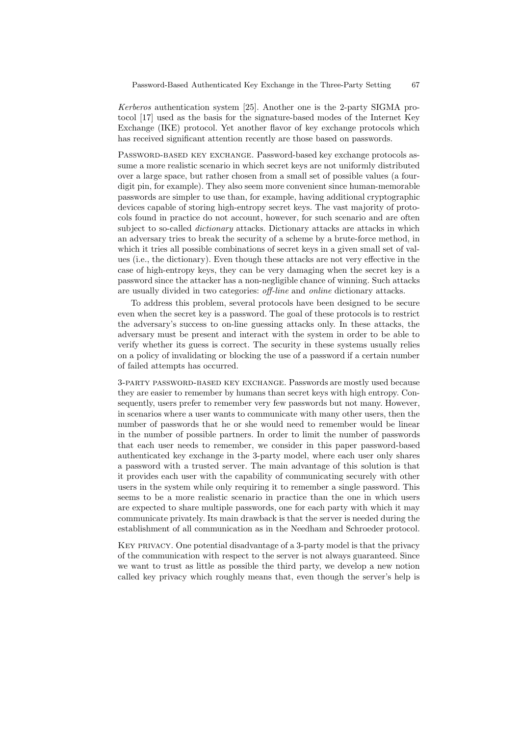*Kerberos* authentication system [25]. Another one is the 2-party SIGMA protocol [17] used as the basis for the signature-based modes of the Internet Key Exchange (IKE) protocol. Yet another flavor of key exchange protocols which has received significant attention recently are those based on passwords.

Password-based key exchange. Password-based key exchange protocols assume a more realistic scenario in which secret keys are not uniformly distributed over a large space, but rather chosen from a small set of possible values (a four-digit pin, for example). They also seem more convenient since human-memorable passwords are simpler to use than, for example, having additional cryptographic devices capable of storing high-entropy secret keys. The vast majority of protocols found in practice do not account, however, for such scenario and are often subject to so-called *dictionary* attacks. Dictionary attacks are attacks in which an adversary tries to break the security of a scheme by a brute-force method, in which it tries all possible combinations of secret keys in a given small set of values (i.e., the dictionary). Even though these attacks are not very effective in the case of high-entropy keys, they can be very damaging when the secret key is a password since the attacker has a non-negligible chance of winning. Such attacks are usually divided in two categories: *off-line* and *online* dictionary attacks.

To address this problem, several protocols have been designed to be secure even when the secret key is a password. The goal of these protocols is to restrict the adversary's success to on-line guessing attacks only. In these attacks, the adversary must be present and interact with the system in order to be able to verify whether its guess is correct. The security in these systems usually relies on a policy of invalidating or blocking the use of a password if a certain number of failed attempts has occurred.

3-party password-based key exchange. Passwords are mostly used because they are easier to remember by humans than secret keys with high entropy. Consequently, users prefer to remember very few passwords but not many. However, in scenarios where a user wants to communicate with many other users, then the number of passwords that he or she would need to remember would be linear in the number of possible partners. In order to limit the number of passwords that each user needs to remember, we consider in this paper password-based authenticated key exchange in the 3-party model, where each user only shares a password with a trusted server. The main advantage of this solution is that it provides each user with the capability of communicating securely with other users in the system while only requiring it to remember a single password. This seems to be a more realistic scenario in practice than the one in which users are expected to share multiple passwords, one for each party with which it may communicate privately. Its main drawback is that the server is needed during the establishment of all communication as in the Needham and Schroeder protocol.

Key privacy. One potential disadvantage of a 3-party model is that the privacy of the communication with respect to the server is not always guaranteed. Since we want to trust as little as possible the third party, we develop a new notion called key privacy which roughly means that, even though the server's help is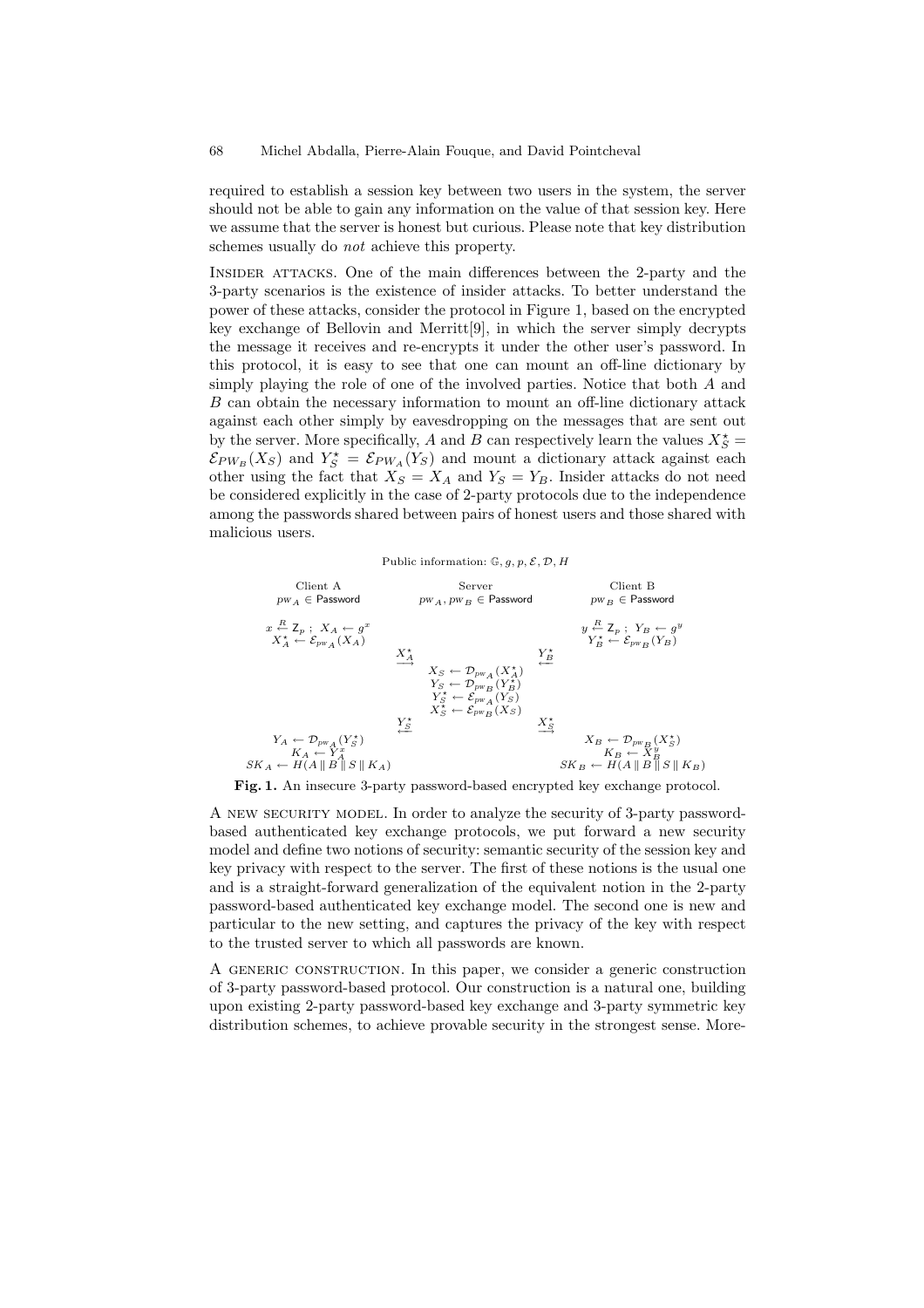required to establish a session key between two users in the system, the server should not be able to gain any information on the value of that session key. Here we assume that the server is honest but curious. Please note that key distribution schemes usually do *not* achieve this property.

Insider attacks. One of the main differences between the 2-party and the 3-party scenarios is the existence of insider attacks. To better understand the power of these attacks, consider the protocol in Figure 1, based on the encrypted key exchange of Bellovin and Merritt[9], in which the server simply decrypts the message it receives and re-encrypts it under the other user's password. In this protocol, it is easy to see that one can mount an off-line dictionary by simply playing the role of one of the involved parties. Notice that both $A$ and $B$ can obtain the necessary information to mount an off-line dictionary attack against each other simply by eavesdropping on the messages that are sent out by the server. More specifically, $A$ and $B$ can respectively learn the values $X_S^\star = \mathcal{E}_{PW_B}(X_S)$ and $Y_S^\star = \mathcal{E}_{PW_A}(Y_S)$ and mount a dictionary attack against each other using the fact that $X_S = X_A$ and $Y_S = Y_B$. Insider attacks do not need be considered explicitly in the case of 2-party protocols due to the independence among the passwords shared between pairs of honest users and those shared with malicious users.

Public information: $\mathbb{G}, g, p, \mathcal{E}, \mathcal{D}, H$

| Client A | | Server | | Client B |
|---|---|---|---|---|
| $pw_A \in$ Password | | $pw_A, pw_B \in$ Password | | $pw_B \in$ Password |
| $x \xleftarrow{R} \mathbb{Z}_p$ ; $X_A \leftarrow g^x$ <br> $X_A^\star \leftarrow \mathcal{E}_{pw_A}(X_A)$ | | | | $y \xleftarrow{R} \mathbb{Z}_p$ ; $Y_B \leftarrow g^y$ <br> $Y_B^\star \leftarrow \mathcal{E}_{pw_B}(Y_B)$ |
| | $\xrightarrow{X_A^\star}$ | | $\xleftarrow{Y_B^\star}$ | |
| | | $X_S \leftarrow \mathcal{D}_{pw_A}(X_A^\star)$ <br> $Y_S \leftarrow \mathcal{D}_{pw_B}(Y_B^\star)$ <br> $Y_S^\star \leftarrow \mathcal{E}_{pw_A}(Y_S)$ <br> $X_S^\star \leftarrow \mathcal{E}_{pw_B}(X_S)$ | | |
| | $\xleftarrow{Y_S^\star}$ | | $\xrightarrow{X_S^\star}$ | |
| $Y_A \leftarrow \mathcal{D}_{pw_A}(Y_S^\star)$ <br> $K_A \leftarrow Y_A^x$ <br> $SK_A \leftarrow H(A \,\|\, B \,\|\, S \,\|\, K_A)$ | | | | $X_B \leftarrow \mathcal{D}_{pw_B}(X_S^\star)$ <br> $K_B \leftarrow X_B^y$ <br> $SK_B \leftarrow H(A \,\|\, B \,\|\, S \,\|\, K_B)$ |

**Fig. 1.** An insecure 3-party password-based encrypted key exchange protocol.

A new security model. In order to analyze the security of 3-party password-based authenticated key exchange protocols, we put forward a new security model and define two notions of security: semantic security of the session key and key privacy with respect to the server. The first of these notions is the usual one and is a straight-forward generalization of the equivalent notion in the 2-party password-based authenticated key exchange model. The second one is new and particular to the new setting, and captures the privacy of the key with respect to the trusted server to which all passwords are known.

A generic construction. In this paper, we consider a generic construction of 3-party password-based protocol. Our construction is a natural one, building upon existing 2-party password-based key exchange and 3-party symmetric key distribution schemes, to achieve provable security in the strongest sense. More-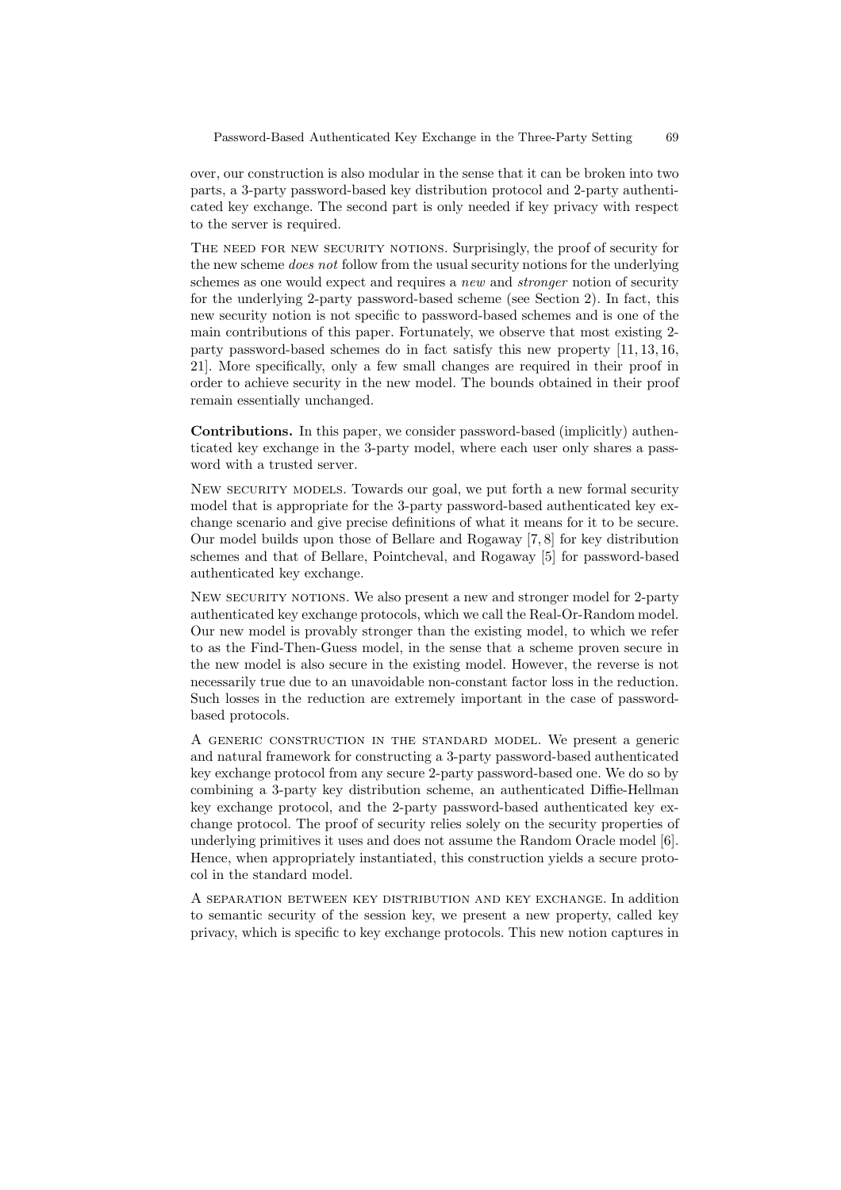over, our construction is also modular in the sense that it can be broken into two parts, a 3-party password-based key distribution protocol and 2-party authenticated key exchange. The second part is only needed if key privacy with respect to the server is required.

THE NEED FOR NEW SECURITY NOTIONS. Surprisingly, the proof of security for the new scheme *does not* follow from the usual security notions for the underlying schemes as one would expect and requires a *new* and *stronger* notion of security for the underlying 2-party password-based scheme (see Section 2). In fact, this new security notion is not specific to password-based schemes and is one of the main contributions of this paper. Fortunately, we observe that most existing 2-party password-based schemes do in fact satisfy this new property [11, 13, 16, 21]. More specifically, only a few small changes are required in their proof in order to achieve security in the new model. The bounds obtained in their proof remain essentially unchanged.

**Contributions.** In this paper, we consider password-based (implicitly) authenticated key exchange in the 3-party model, where each user only shares a password with a trusted server.

NEW SECURITY MODELS. Towards our goal, we put forth a new formal security model that is appropriate for the 3-party password-based authenticated key exchange scenario and give precise definitions of what it means for it to be secure. Our model builds upon those of Bellare and Rogaway [7, 8] for key distribution schemes and that of Bellare, Pointcheval, and Rogaway [5] for password-based authenticated key exchange.

NEW SECURITY NOTIONS. We also present a new and stronger model for 2-party authenticated key exchange protocols, which we call the Real-Or-Random model. Our new model is provably stronger than the existing model, to which we refer to as the Find-Then-Guess model, in the sense that a scheme proven secure in the new model is also secure in the existing model. However, the reverse is not necessarily true due to an unavoidable non-constant factor loss in the reduction. Such losses in the reduction are extremely important in the case of password-based protocols.

A GENERIC CONSTRUCTION IN THE STANDARD MODEL. We present a generic and natural framework for constructing a 3-party password-based authenticated key exchange protocol from any secure 2-party password-based one. We do so by combining a 3-party key distribution scheme, an authenticated Diffie-Hellman key exchange protocol, and the 2-party password-based authenticated key exchange protocol. The proof of security relies solely on the security properties of underlying primitives it uses and does not assume the Random Oracle model [6]. Hence, when appropriately instantiated, this construction yields a secure protocol in the standard model.

A SEPARATION BETWEEN KEY DISTRIBUTION AND KEY EXCHANGE. In addition to semantic security of the session key, we present a new property, called key privacy, which is specific to key exchange protocols. This new notion captures in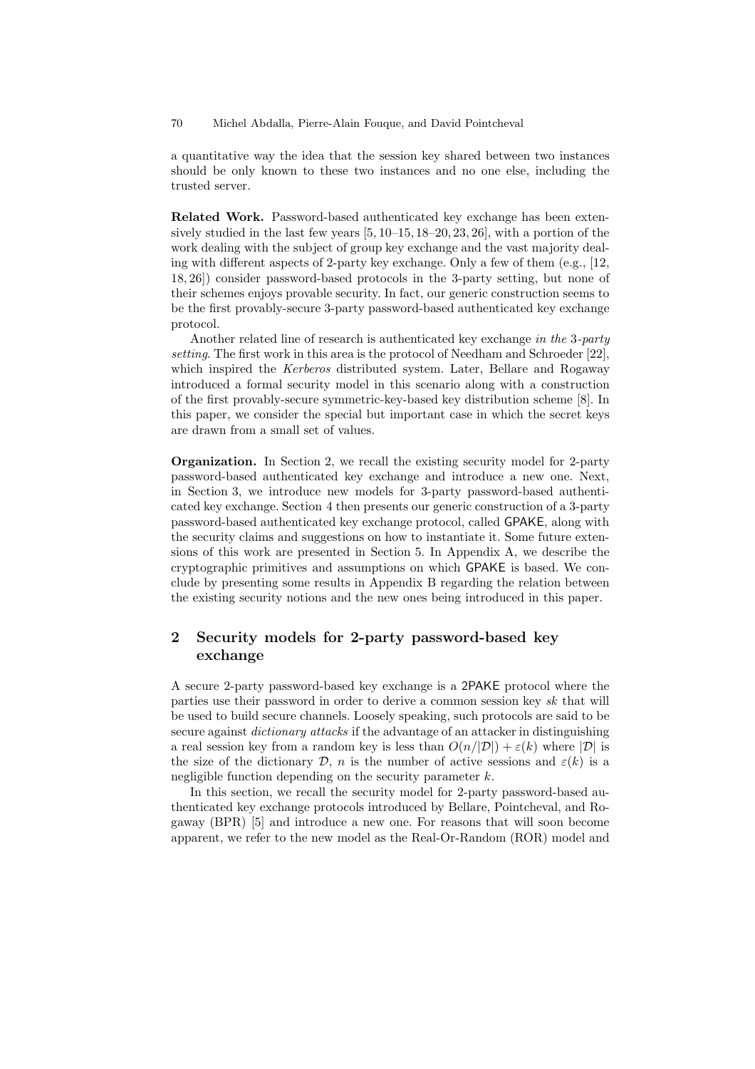a quantitative way the idea that the session key shared between two instances should be only known to these two instances and no one else, including the trusted server.

**Related Work.** Password-based authenticated key exchange has been extensively studied in the last few years [5, 10–15, 18–20, 23, 26], with a portion of the work dealing with the subject of group key exchange and the vast majority dealing with different aspects of 2-party key exchange. Only a few of them (e.g., [12, 18, 26]) consider password-based protocols in the 3-party setting, but none of their schemes enjoys provable security. In fact, our generic construction seems to be the first provably-secure 3-party password-based authenticated key exchange protocol.

Another related line of research is authenticated key exchange *in the 3-party setting*. The first work in this area is the protocol of Needham and Schroeder [22], which inspired the *Kerberos* distributed system. Later, Bellare and Rogaway introduced a formal security model in this scenario along with a construction of the first provably-secure symmetric-key-based key distribution scheme [8]. In this paper, we consider the special but important case in which the secret keys are drawn from a small set of values.

**Organization.** In Section 2, we recall the existing security model for 2-party password-based authenticated key exchange and introduce a new one. Next, in Section 3, we introduce new models for 3-party password-based authenticated key exchange. Section 4 then presents our generic construction of a 3-party password-based authenticated key exchange protocol, called GPAKE, along with the security claims and suggestions on how to instantiate it. Some future extensions of this work are presented in Section 5. In Appendix A, we describe the cryptographic primitives and assumptions on which GPAKE is based. We conclude by presenting some results in Appendix B regarding the relation between the existing security notions and the new ones being introduced in this paper.

## 2 Security models for 2-party password-based key exchange

A secure 2-party password-based key exchange is a 2PAKE protocol where the parties use their password in order to derive a common session key $sk$ that will be used to build secure channels. Loosely speaking, such protocols are said to be secure against *dictionary attacks* if the advantage of an attacker in distinguishing a real session key from a random key is less than $O(n/|\mathcal{D}|) + \varepsilon(k)$ where $|\mathcal{D}|$ is the size of the dictionary $\mathcal{D}$, $n$ is the number of active sessions and $\varepsilon(k)$ is a negligible function depending on the security parameter $k$.

In this section, we recall the security model for 2-party password-based authenticated key exchange protocols introduced by Bellare, Pointcheval, and Rogaway (BPR) [5] and introduce a new one. For reasons that will soon become apparent, we refer to the new model as the Real-Or-Random (ROR) model and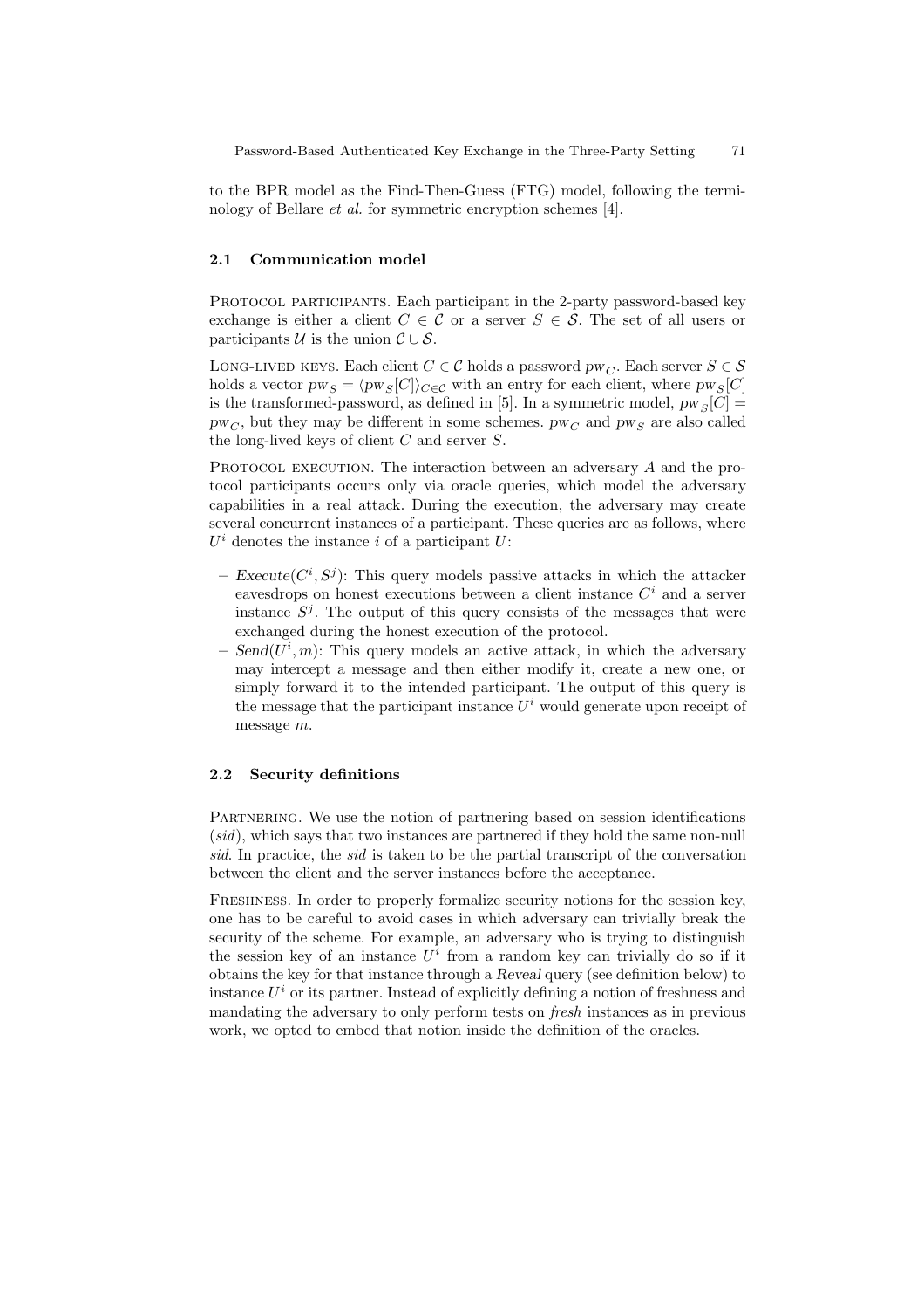to the BPR model as the Find-Then-Guess (FTG) model, following the terminology of Bellare *et al.* for symmetric encryption schemes [4].

### 2.1 Communication model

Protocol participants. Each participant in the 2-party password-based key exchange is either a client $C \in \mathcal{C}$ or a server $S \in \mathcal{S}$. The set of all users or participants $\mathcal{U}$ is the union $\mathcal{C} \cup \mathcal{S}$.

Long-lived keys. Each client $C \in \mathcal{C}$ holds a password $pw_C$. Each server $S \in \mathcal{S}$ holds a vector $pw_S = \langle pw_S[C] \rangle_{C \in \mathcal{C}}$ with an entry for each client, where $pw_S[C]$ is the transformed-password, as defined in [5]. In a symmetric model, $pw_S[C] = pw_C$, but they may be different in some schemes. $pw_C$ and $pw_S$ are also called the long-lived keys of client $C$ and server $S$.

Protocol execution. The interaction between an adversary $A$ and the protocol participants occurs only via oracle queries, which model the adversary capabilities in a real attack. During the execution, the adversary may create several concurrent instances of a participant. These queries are as follows, where $U^i$ denotes the instance $i$ of a participant $U$:

- $\mathit{Execute}(C^i, S^j)$: This query models passive attacks in which the attacker eavesdrops on honest executions between a client instance $C^i$ and a server instance $S^j$. The output of this query consists of the messages that were exchanged during the honest execution of the protocol.
- $\mathit{Send}(U^i, m)$: This query models an active attack, in which the adversary may intercept a message and then either modify it, create a new one, or simply forward it to the intended participant. The output of this query is the message that the participant instance $U^i$ would generate upon receipt of message $m$.

### 2.2 Security definitions

Partnering. We use the notion of partnering based on session identifications (*sid*), which says that two instances are partnered if they hold the same non-null *sid*. In practice, the *sid* is taken to be the partial transcript of the conversation between the client and the server instances before the acceptance.

Freshness. In order to properly formalize security notions for the session key, one has to be careful to avoid cases in which adversary can trivially break the security of the scheme. For example, an adversary who is trying to distinguish the session key of an instance $U^i$ from a random key can trivially do so if it obtains the key for that instance through a *Reveal* query (see definition below) to instance $U^i$ or its partner. Instead of explicitly defining a notion of freshness and mandating the adversary to only perform tests on *fresh* instances as in previous work, we opted to embed that notion inside the definition of the oracles.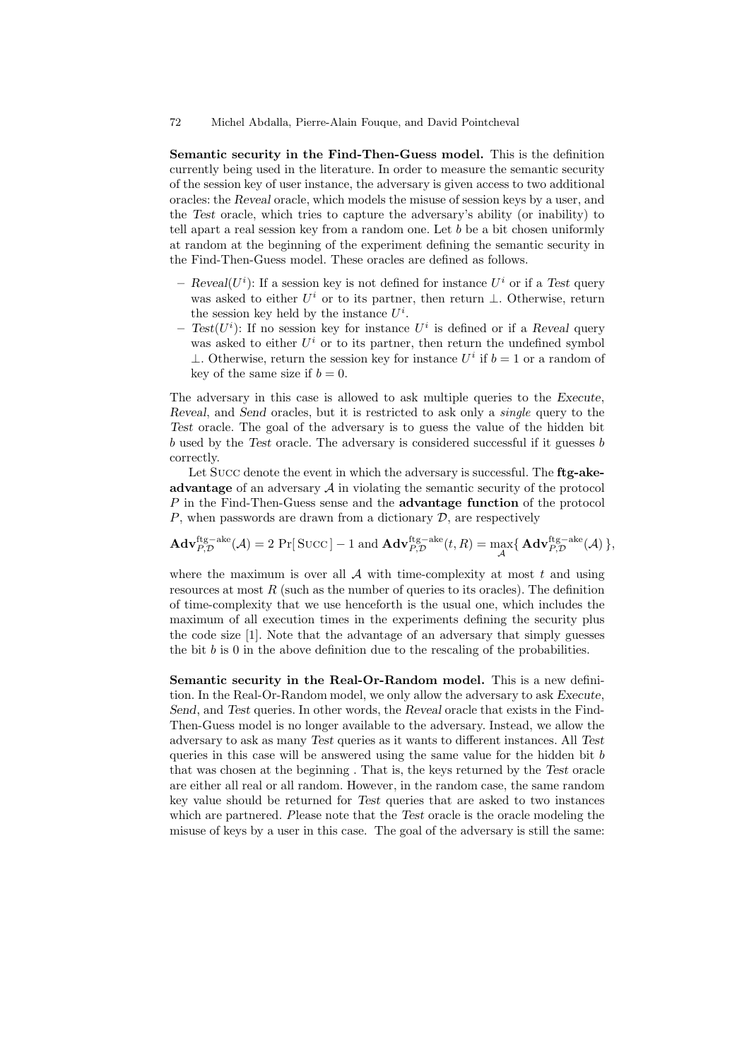**Semantic security in the Find-Then-Guess model.** This is the definition currently being used in the literature. In order to measure the semantic security of the session key of user instance, the adversary is given access to two additional oracles: the *Reveal* oracle, which models the misuse of session keys by a user, and the *Test* oracle, which tries to capture the adversary's ability (or inability) to tell apart a real session key from a random one. Let $b$ be a bit chosen uniformly at random at the beginning of the experiment defining the semantic security in the Find-Then-Guess model. These oracles are defined as follows.

- *Reveal*($U^i$): If a session key is not defined for instance $U^i$ or if a *Test* query was asked to either $U^i$ or to its partner, then return $\perp$. Otherwise, return the session key held by the instance $U^i$.
- *Test*($U^i$): If no session key for instance $U^i$ is defined or if a *Reveal* query was asked to either $U^i$ or to its partner, then return the undefined symbol $\perp$. Otherwise, return the session key for instance $U^i$ if $b = 1$ or a random of key of the same size if $b = 0$.

The adversary in this case is allowed to ask multiple queries to the *Execute*, *Reveal*, and *Send* oracles, but it is restricted to ask only a *single* query to the *Test* oracle. The goal of the adversary is to guess the value of the hidden bit $b$ used by the *Test* oracle. The adversary is considered successful if it guesses $b$ correctly.

Let Succ denote the event in which the adversary is successful. The **ftg-ake-advantage** of an adversary $\mathcal{A}$ in violating the semantic security of the protocol $P$ in the Find-Then-Guess sense and the **advantage function** of the protocol $P$, when passwords are drawn from a dictionary $\mathcal{D}$, are respectively

$$\mathbf{Adv}_{P,\mathcal{D}}^{\mathrm{ftg-ake}}(\mathcal{A}) = 2\Pr[\,\textsc{Succ}\,] - 1 \text{ and } \mathbf{Adv}_{P,\mathcal{D}}^{\mathrm{ftg-ake}}(t,R) = \max_{\mathcal{A}}\{\,\mathbf{Adv}_{P,\mathcal{D}}^{\mathrm{ftg-ake}}(\mathcal{A})\,\},$$

where the maximum is over all $\mathcal{A}$ with time-complexity at most $t$ and using resources at most $R$ (such as the number of queries to its oracles). The definition of time-complexity that we use henceforth is the usual one, which includes the maximum of all execution times in the experiments defining the security plus the code size [1]. Note that the advantage of an adversary that simply guesses the bit $b$ is 0 in the above definition due to the rescaling of the probabilities.

**Semantic security in the Real-Or-Random model.** This is a new definition. In the Real-Or-Random model, we only allow the adversary to ask *Execute*, *Send*, and *Test* queries. In other words, the *Reveal* oracle that exists in the Find-Then-Guess model is no longer available to the adversary. Instead, we allow the adversary to ask as many *Test* queries as it wants to different instances. All *Test* queries in this case will be answered using the same value for the hidden bit $b$ that was chosen at the beginning . That is, the keys returned by the *Test* oracle are either all real or all random. However, in the random case, the same random key value should be returned for *Test* queries that are asked to two instances which are partnered. *P*lease note that the *Test* oracle is the oracle modeling the misuse of keys by a user in this case. The goal of the adversary is still the same: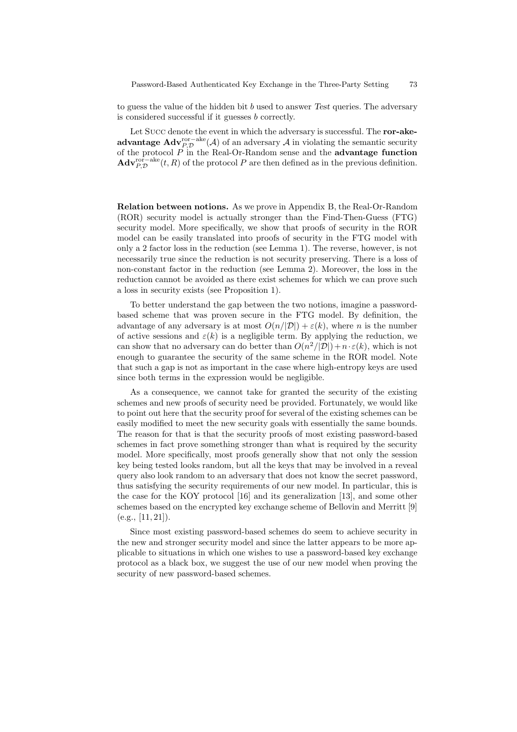to guess the value of the hidden bit $b$ used to answer *Test* queries. The adversary is considered successful if it guesses $b$ correctly.

Let Succ denote the event in which the adversary is successful. The **ror-ake-advantage** $\mathbf{Adv}_{P,\mathcal{D}}^{\mathrm{ror-ake}}(\mathcal{A})$ of an adversary $\mathcal{A}$ in violating the semantic security of the protocol $P$ in the Real-Or-Random sense and the **advantage function** $\mathbf{Adv}_{P,\mathcal{D}}^{\mathrm{ror-ake}}(t, R)$ of the protocol $P$ are then defined as in the previous definition.

**Relation between notions.** As we prove in Appendix B, the Real-Or-Random (ROR) security model is actually stronger than the Find-Then-Guess (FTG) security model. More specifically, we show that proofs of security in the ROR model can be easily translated into proofs of security in the FTG model with only a 2 factor loss in the reduction (see Lemma 1). The reverse, however, is not necessarily true since the reduction is not security preserving. There is a loss of non-constant factor in the reduction (see Lemma 2). Moreover, the loss in the reduction cannot be avoided as there exist schemes for which we can prove such a loss in security exists (see Proposition 1).

To better understand the gap between the two notions, imagine a password-based scheme that was proven secure in the FTG model. By definition, the advantage of any adversary is at most $O(n/|\mathcal{D}|) + \varepsilon(k)$, where $n$ is the number of active sessions and $\varepsilon(k)$ is a negligible term. By applying the reduction, we can show that no adversary can do better than $O(n^2/|\mathcal{D}|) + n \cdot \varepsilon(k)$, which is not enough to guarantee the security of the same scheme in the ROR model. Note that such a gap is not as important in the case where high-entropy keys are used since both terms in the expression would be negligible.

As a consequence, we cannot take for granted the security of the existing schemes and new proofs of security need be provided. Fortunately, we would like to point out here that the security proof for several of the existing schemes can be easily modified to meet the new security goals with essentially the same bounds. The reason for that is that the security proofs of most existing password-based schemes in fact prove something stronger than what is required by the security model. More specifically, most proofs generally show that not only the session key being tested looks random, but all the keys that may be involved in a reveal query also look random to an adversary that does not know the secret password, thus satisfying the security requirements of our new model. In particular, this is the case for the KOY protocol [16] and its generalization [13], and some other schemes based on the encrypted key exchange scheme of Bellovin and Merritt [9] (e.g., [11, 21]).

Since most existing password-based schemes do seem to achieve security in the new and stronger security model and since the latter appears to be more applicable to situations in which one wishes to use a password-based key exchange protocol as a black box, we suggest the use of our new model when proving the security of new password-based schemes.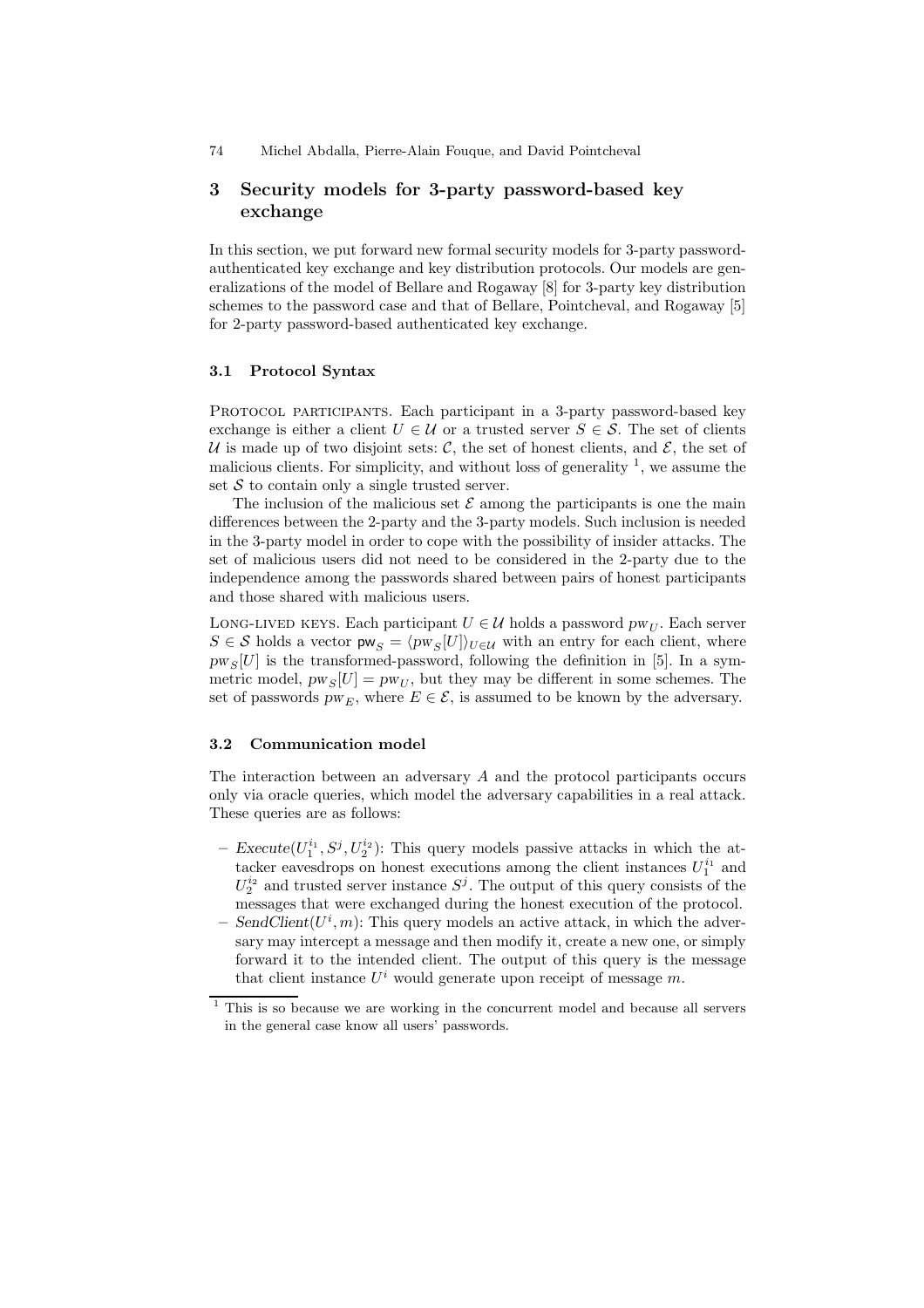## 3 Security models for 3-party password-based key exchange

In this section, we put forward new formal security models for 3-party password-authenticated key exchange and key distribution protocols. Our models are generalizations of the model of Bellare and Rogaway [8] for 3-party key distribution schemes to the password case and that of Bellare, Pointcheval, and Rogaway [5] for 2-party password-based authenticated key exchange.

### 3.1 Protocol Syntax

PROTOCOL PARTICIPANTS. Each participant in a 3-party password-based key exchange is either a client $U \in \mathcal{U}$ or a trusted server $S \in \mathcal{S}$. The set of clients $\mathcal{U}$ is made up of two disjoint sets: $\mathcal{C}$, the set of honest clients, and $\mathcal{E}$, the set of malicious clients. For simplicity, and without loss of generality [1], we assume the set $\mathcal{S}$ to contain only a single trusted server.

The inclusion of the malicious set $\mathcal{E}$ among the participants is one the main differences between the 2-party and the 3-party models. Such inclusion is needed in the 3-party model in order to cope with the possibility of insider attacks. The set of malicious users did not need to be considered in the 2-party due to the independence among the passwords shared between pairs of honest participants and those shared with malicious users.

LONG-LIVED KEYS. Each participant $U \in \mathcal{U}$ holds a password $pw_U$. Each server $S \in \mathcal{S}$ holds a vector $\mathsf{pw}_S = \langle pw_S[U] \rangle_{U \in \mathcal{U}}$ with an entry for each client, where $pw_S[U]$ is the transformed-password, following the definition in [5]. In a symmetric model, $pw_S[U] = pw_U$, but they may be different in some schemes. The set of passwords $pw_E$, where $E \in \mathcal{E}$, is assumed to be known by the adversary.

### 3.2 Communication model

The interaction between an adversary $A$ and the protocol participants occurs only via oracle queries, which model the adversary capabilities in a real attack. These queries are as follows:

- *Execute*$(U_1^{i_1}, S^j, U_2^{i_2})$: This query models passive attacks in which the attacker eavesdrops on honest executions among the client instances $U_1^{i_1}$ and $U_2^{i_2}$ and trusted server instance $S^j$. The output of this query consists of the messages that were exchanged during the honest execution of the protocol.
- *SendClient*$(U^i, m)$: This query models an active attack, in which the adversary may intercept a message and then modify it, create a new one, or simply forward it to the intended client. The output of this query is the message that client instance $U^i$ would generate upon receipt of message $m$.

[1] This is so because we are working in the concurrent model and because all servers in the general case know all users' passwords.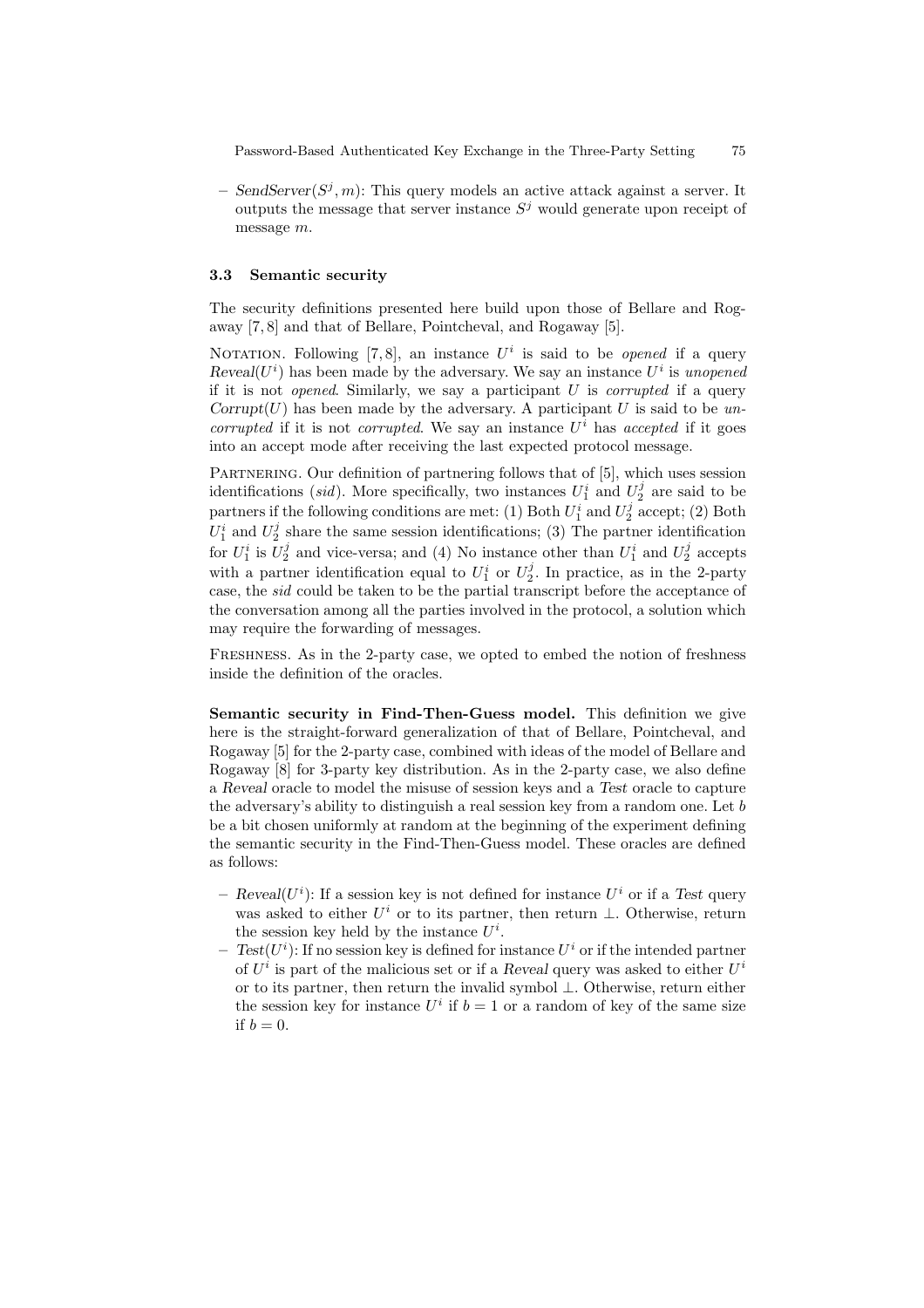– *SendServer*($S^j, m$): This query models an active attack against a server. It outputs the message that server instance $S^j$ would generate upon receipt of message $m$.

### 3.3 Semantic security

The security definitions presented here build upon those of Bellare and Rogaway [7, 8] and that of Bellare, Pointcheval, and Rogaway [5].

NOTATION. Following [7, 8], an instance $U^i$ is said to be *opened* if a query *Reveal*($U^i$) has been made by the adversary. We say an instance $U^i$ is *unopened* if it is not *opened*. Similarly, we say a participant $U$ is *corrupted* if a query *Corrupt*($U$) has been made by the adversary. A participant $U$ is said to be *uncorrupted* if it is not *corrupted*. We say an instance $U^i$ has *accepted* if it goes into an accept mode after receiving the last expected protocol message.

PARTNERING. Our definition of partnering follows that of [5], which uses session identifications (*sid*). More specifically, two instances $U_1^i$ and $U_2^j$ are said to be partners if the following conditions are met: (1) Both $U_1^i$ and $U_2^j$ accept; (2) Both $U_1^i$ and $U_2^j$ share the same session identifications; (3) The partner identification for $U_1^i$ is $U_2^j$ and vice-versa; and (4) No instance other than $U_1^i$ and $U_2^j$ accepts with a partner identification equal to $U_1^i$ or $U_2^j$. In practice, as in the 2-party case, the *sid* could be taken to be the partial transcript before the acceptance of the conversation among all the parties involved in the protocol, a solution which may require the forwarding of messages.

FRESHNESS. As in the 2-party case, we opted to embed the notion of freshness inside the definition of the oracles.

**Semantic security in Find-Then-Guess model.** This definition we give here is the straight-forward generalization of that of Bellare, Pointcheval, and Rogaway [5] for the 2-party case, combined with ideas of the model of Bellare and Rogaway [8] for 3-party key distribution. As in the 2-party case, we also define a *Reveal* oracle to model the misuse of session keys and a *Test* oracle to capture the adversary's ability to distinguish a real session key from a random one. Let $b$ be a bit chosen uniformly at random at the beginning of the experiment defining the semantic security in the Find-Then-Guess model. These oracles are defined as follows:

– *Reveal*($U^i$): If a session key is not defined for instance $U^i$ or if a *Test* query was asked to either $U^i$ or to its partner, then return $\perp$. Otherwise, return the session key held by the instance $U^i$.
– *Test*($U^i$): If no session key is defined for instance $U^i$ or if the intended partner of $U^i$ is part of the malicious set or if a *Reveal* query was asked to either $U^i$ or to its partner, then return the invalid symbol $\perp$. Otherwise, return either the session key for instance $U^i$ if $b = 1$ or a random of key of the same size if $b = 0$.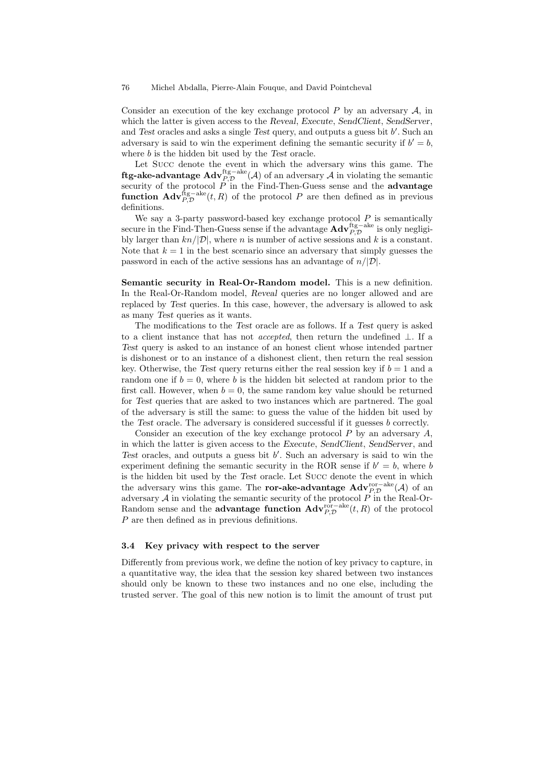Consider an execution of the key exchange protocol $P$ by an adversary $\mathcal{A}$, in which the latter is given access to the *Reveal*, *Execute*, *SendClient*, *SendServer*, and *Test* oracles and asks a single *Test* query, and outputs a guess bit $b'$. Such an adversary is said to win the experiment defining the semantic security if $b' = b$, where $b$ is the hidden bit used by the *Test* oracle.

Let Succ denote the event in which the adversary wins this game. The **ftg-ake-advantage** $\mathbf{Adv}_{P,\mathcal{D}}^{\mathrm{ftg-ake}}(\mathcal{A})$ of an adversary $\mathcal{A}$ in violating the semantic security of the protocol $P$ in the Find-Then-Guess sense and the **advantage function** $\mathbf{Adv}_{P,\mathcal{D}}^{\mathrm{ftg-ake}}(t, R)$ of the protocol $P$ are then defined as in previous definitions.

We say a 3-party password-based key exchange protocol $P$ is semantically secure in the Find-Then-Guess sense if the advantage $\mathbf{Adv}_{P,\mathcal{D}}^{\mathrm{ftg-ake}}$ is only negligibly larger than $kn/|\mathcal{D}|$, where $n$ is number of active sessions and $k$ is a constant. Note that $k = 1$ in the best scenario since an adversary that simply guesses the password in each of the active sessions has an advantage of $n/|\mathcal{D}|$.

**Semantic security in Real-Or-Random model.** This is a new definition. In the Real-Or-Random model, *Reveal* queries are no longer allowed and are replaced by *Test* queries. In this case, however, the adversary is allowed to ask as many *Test* queries as it wants.

The modifications to the *Test* oracle are as follows. If a *Test* query is asked to a client instance that has not *accepted*, then return the undefined $\perp$. If a *Test* query is asked to an instance of an honest client whose intended partner is dishonest or to an instance of a dishonest client, then return the real session key. Otherwise, the *Test* query returns either the real session key if $b = 1$ and a random one if $b = 0$, where $b$ is the hidden bit selected at random prior to the first call. However, when $b = 0$, the same random key value should be returned for *Test* queries that are asked to two instances which are partnered. The goal of the adversary is still the same: to guess the value of the hidden bit used by the *Test* oracle. The adversary is considered successful if it guesses $b$ correctly.

Consider an execution of the key exchange protocol $P$ by an adversary $A$, in which the latter is given access to the *Execute*, *SendClient*, *SendServer*, and *Test* oracles, and outputs a guess bit $b'$. Such an adversary is said to win the experiment defining the semantic security in the ROR sense if $b' = b$, where $b$ is the hidden bit used by the *Test* oracle. Let Succ denote the event in which the adversary wins this game. The **ror-ake-advantage** $\mathbf{Adv}_{P,\mathcal{D}}^{\mathrm{ror-ake}}(\mathcal{A})$ of an adversary $\mathcal{A}$ in violating the semantic security of the protocol $P$ in the Real-Or-Random sense and the **advantage function** $\mathbf{Adv}_{P,\mathcal{D}}^{\mathrm{ror-ake}}(t, R)$ of the protocol $P$ are then defined as in previous definitions.

### 3.4 Key privacy with respect to the server

Differently from previous work, we define the notion of key privacy to capture, in a quantitative way, the idea that the session key shared between two instances should only be known to these two instances and no one else, including the trusted server. The goal of this new notion is to limit the amount of trust put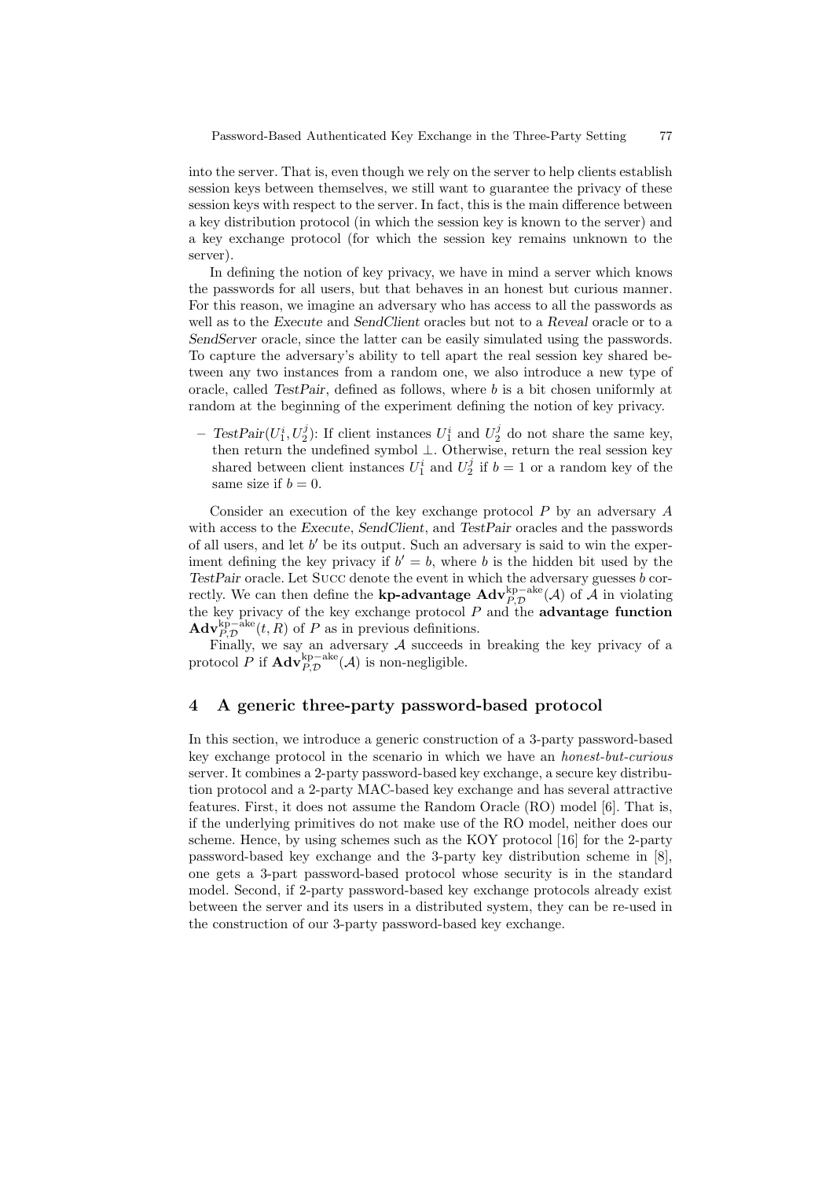into the server. That is, even though we rely on the server to help clients establish session keys between themselves, we still want to guarantee the privacy of these session keys with respect to the server. In fact, this is the main difference between a key distribution protocol (in which the session key is known to the server) and a key exchange protocol (for which the session key remains unknown to the server).

In defining the notion of key privacy, we have in mind a server which knows the passwords for all users, but that behaves in an honest but curious manner. For this reason, we imagine an adversary who has access to all the passwords as well as to the *Execute* and *SendClient* oracles but not to a *Reveal* oracle or to a *SendServer* oracle, since the latter can be easily simulated using the passwords. To capture the adversary's ability to tell apart the real session key shared between any two instances from a random one, we also introduce a new type of oracle, called *TestPair*, defined as follows, where $b$ is a bit chosen uniformly at random at the beginning of the experiment defining the notion of key privacy.

- *TestPair*$(U_1^i, U_2^j)$: If client instances $U_1^i$ and $U_2^j$ do not share the same key, then return the undefined symbol $\perp$. Otherwise, return the real session key shared between client instances $U_1^i$ and $U_2^j$ if $b = 1$ or a random key of the same size if $b = 0$.

Consider an execution of the key exchange protocol $P$ by an adversary $A$ with access to the *Execute*, *SendClient*, and *TestPair* oracles and the passwords of all users, and let $b'$ be its output. Such an adversary is said to win the experiment defining the key privacy if $b' = b$, where $b$ is the hidden bit used by the *TestPair* oracle. Let Succ denote the event in which the adversary guesses $b$ correctly. We can then define the **kp-advantage** $\mathbf{Adv}_{P,\mathcal{D}}^{\text{kp-ake}}(\mathcal{A})$ of $\mathcal{A}$ in violating the key privacy of the key exchange protocol $P$ and the **advantage function** $\mathbf{Adv}_{P,\mathcal{D}}^{\text{kp-ake}}(t, R)$ of $P$ as in previous definitions.

Finally, we say an adversary $\mathcal{A}$ succeeds in breaking the key privacy of a protocol $P$ if $\mathbf{Adv}_{P,\mathcal{D}}^{\text{kp-ake}}(\mathcal{A})$ is non-negligible.

## 4 A generic three-party password-based protocol

In this section, we introduce a generic construction of a 3-party password-based key exchange protocol in the scenario in which we have an *honest-but-curious* server. It combines a 2-party password-based key exchange, a secure key distribution protocol and a 2-party MAC-based key exchange and has several attractive features. First, it does not assume the Random Oracle (RO) model [6]. That is, if the underlying primitives do not make use of the RO model, neither does our scheme. Hence, by using schemes such as the KOY protocol [16] for the 2-party password-based key exchange and the 3-party key distribution scheme in [8], one gets a 3-part password-based protocol whose security is in the standard model. Second, if 2-party password-based key exchange protocols already exist between the server and its users in a distributed system, they can be re-used in the construction of our 3-party password-based key exchange.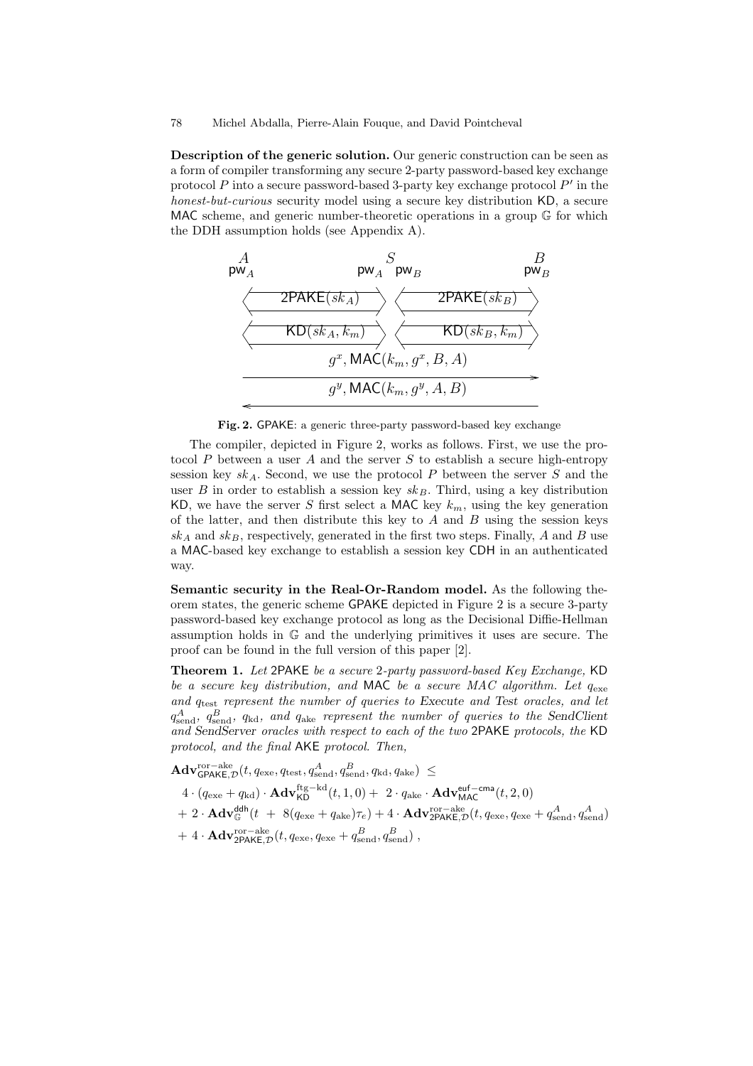**Description of the generic solution.** Our generic construction can be seen as a form of compiler transforming any secure 2-party password-based key exchange protocol $P$ into a secure password-based 3-party key exchange protocol $P'$ in the *honest-but-curious* security model using a secure key distribution $\mathsf{KD}$, a secure $\mathsf{MAC}$ scheme, and generic number-theoretic operations in a group $\mathbb{G}$ for which the DDH assumption holds (see Appendix A).

$$
\begin{array}{ccc}
A & S & B \\
\mathsf{pw}_A & \mathsf{pw}_A \quad \mathsf{pw}_B & \mathsf{pw}_B \\
\longleftarrow \mathsf{2PAKE}(sk_A) \longrightarrow & & \longleftarrow \mathsf{2PAKE}(sk_B) \longrightarrow \\
\longleftarrow \mathsf{KD}(sk_A, k_m) \longrightarrow & & \longleftarrow \mathsf{KD}(sk_B, k_m) \longrightarrow \\
& g^x, \mathsf{MAC}(k_m, g^x, B, A) \longrightarrow & \\
& \longleftarrow g^y, \mathsf{MAC}(k_m, g^y, A, B) &
\end{array}
$$

**Fig. 2.** GPAKE: a generic three-party password-based key exchange

The compiler, depicted in Figure 2, works as follows. First, we use the protocol $P$ between a user $A$ and the server $S$ to establish a secure high-entropy session key $sk_A$. Second, we use the protocol $P$ between the server $S$ and the user $B$ in order to establish a session key $sk_B$. Third, using a key distribution $\mathsf{KD}$, we have the server $S$ first select a $\mathsf{MAC}$ key $k_m$, using the key generation of the latter, and then distribute this key to $A$ and $B$ using the session keys $sk_A$ and $sk_B$, respectively, generated in the first two steps. Finally, $A$ and $B$ use a $\mathsf{MAC}$-based key exchange to establish a session key $\mathsf{CDH}$ in an authenticated way.

**Semantic security in the Real-Or-Random model.** As the following theorem states, the generic scheme $\mathsf{GPAKE}$ depicted in Figure 2 is a secure 3-party password-based key exchange protocol as long as the Decisional Diffie-Hellman assumption holds in $\mathbb{G}$ and the underlying primitives it uses are secure. The proof can be found in the full version of this paper [2].

**Theorem 1.** *Let* $\mathsf{2PAKE}$ *be a secure 2-party password-based Key Exchange,* $\mathsf{KD}$ *be a secure key distribution, and* $\mathsf{MAC}$ *be a secure MAC algorithm. Let* $q_{\rm exe}$ *and* $q_{\rm test}$ *represent the number of queries to* Execute *and* Test *oracles, and let* $q^A_{\rm send}$*,* $q^B_{\rm send}$*,* $q_{\rm kd}$*, and* $q_{\rm ake}$ *represent the number of queries to the* SendClient *and* SendServer *oracles with respect to each of the two* $\mathsf{2PAKE}$ *protocols, the* $\mathsf{KD}$ *protocol, and the final* $\mathsf{AKE}$ *protocol. Then,*

$$
\begin{aligned}
&\mathbf{Adv}^{\rm ror-ake}_{\mathsf{GPAKE},\mathcal{D}}(t, q_{\rm exe}, q_{\rm test}, q^A_{\rm send}, q^B_{\rm send}, q_{\rm kd}, q_{\rm ake}) \;\le \\
&\quad 4 \cdot (q_{\rm exe} + q_{\rm kd}) \cdot \mathbf{Adv}^{\rm ftg-kd}_{\mathsf{KD}}(t, 1, 0) + \; 2 \cdot q_{\rm ake} \cdot \mathbf{Adv}^{\mathsf{euf-cma}}_{\mathsf{MAC}}(t, 2, 0) \\
&\quad + 2 \cdot \mathbf{Adv}^{\mathsf{ddh}}_{\mathbb{G}}(t \; + \; 8(q_{\rm exe} + q_{\rm ake})\tau_e) + 4 \cdot \mathbf{Adv}^{\rm ror-ake}_{\mathsf{2PAKE},\mathcal{D}}(t, q_{\rm exe}, q_{\rm exe} + q^A_{\rm send}, q^A_{\rm send}) \\
&\quad + 4 \cdot \mathbf{Adv}^{\rm ror-ake}_{\mathsf{2PAKE},\mathcal{D}}(t, q_{\rm exe}, q_{\rm exe} + q^B_{\rm send}, q^B_{\rm send}) \,,
\end{aligned}
$$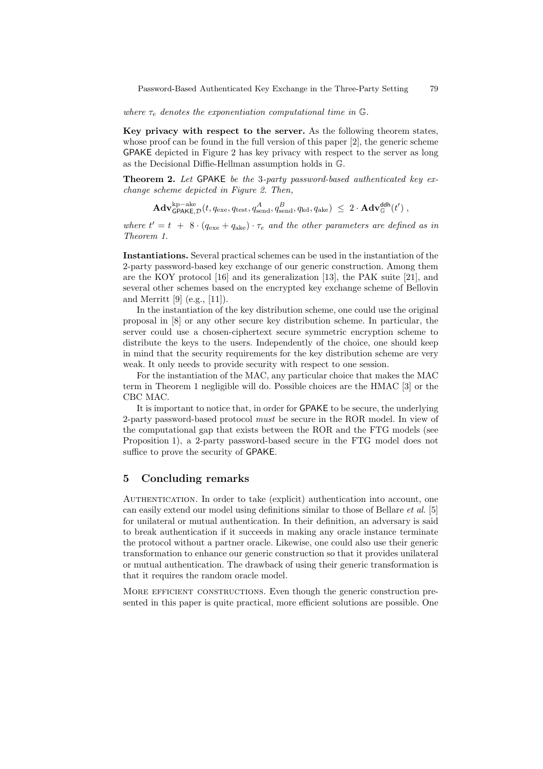*where $\tau_e$ denotes the exponentiation computational time in $\mathbb{G}$.*

**Key privacy with respect to the server.** As the following theorem states, whose proof can be found in the full version of this paper [2], the generic scheme GPAKE depicted in Figure 2 has key privacy with respect to the server as long as the Decisional Diffie-Hellman assumption holds in $\mathbb{G}$.

**Theorem 2.** *Let* GPAKE *be the 3-party password-based authenticated key exchange scheme depicted in Figure 2. Then,*

$$\mathbf{Adv}^{\text{kp-ake}}_{\mathsf{GPAKE},\mathcal{D}}(t, q_{\text{exe}}, q_{\text{test}}, q^{A}_{\text{send}}, q^{B}_{\text{send}}, q_{\text{kd}}, q_{\text{ake}}) \;\leq\; 2 \cdot \mathbf{Adv}^{\mathsf{ddh}}_{\mathbb{G}}(t') \;,$$

*where $t' = t \;+\; 8 \cdot (q_{\text{exe}} + q_{\text{ake}}) \cdot \tau_e$ and the other parameters are defined as in Theorem 1.*

**Instantiations.** Several practical schemes can be used in the instantiation of the 2-party password-based key exchange of our generic construction. Among them are the KOY protocol [16] and its generalization [13], the PAK suite [21], and several other schemes based on the encrypted key exchange scheme of Bellovin and Merritt [9] (e.g., [11]).

In the instantiation of the key distribution scheme, one could use the original proposal in [8] or any other secure key distribution scheme. In particular, the server could use a chosen-ciphertext secure symmetric encryption scheme to distribute the keys to the users. Independently of the choice, one should keep in mind that the security requirements for the key distribution scheme are very weak. It only needs to provide security with respect to one session.

For the instantiation of the MAC, any particular choice that makes the MAC term in Theorem 1 negligible will do. Possible choices are the HMAC [3] or the CBC MAC.

It is important to notice that, in order for GPAKE to be secure, the underlying 2-party password-based protocol *must* be secure in the ROR model. In view of the computational gap that exists between the ROR and the FTG models (see Proposition 1), a 2-party password-based secure in the FTG model does not suffice to prove the security of GPAKE.

## 5 Concluding remarks

AUTHENTICATION. In order to take (explicit) authentication into account, one can easily extend our model using definitions similar to those of Bellare *et al.* [5] for unilateral or mutual authentication. In their definition, an adversary is said to break authentication if it succeeds in making any oracle instance terminate the protocol without a partner oracle. Likewise, one could also use their generic transformation to enhance our generic construction so that it provides unilateral or mutual authentication. The drawback of using their generic transformation is that it requires the random oracle model.

MORE EFFICIENT CONSTRUCTIONS. Even though the generic construction presented in this paper is quite practical, more efficient solutions are possible. One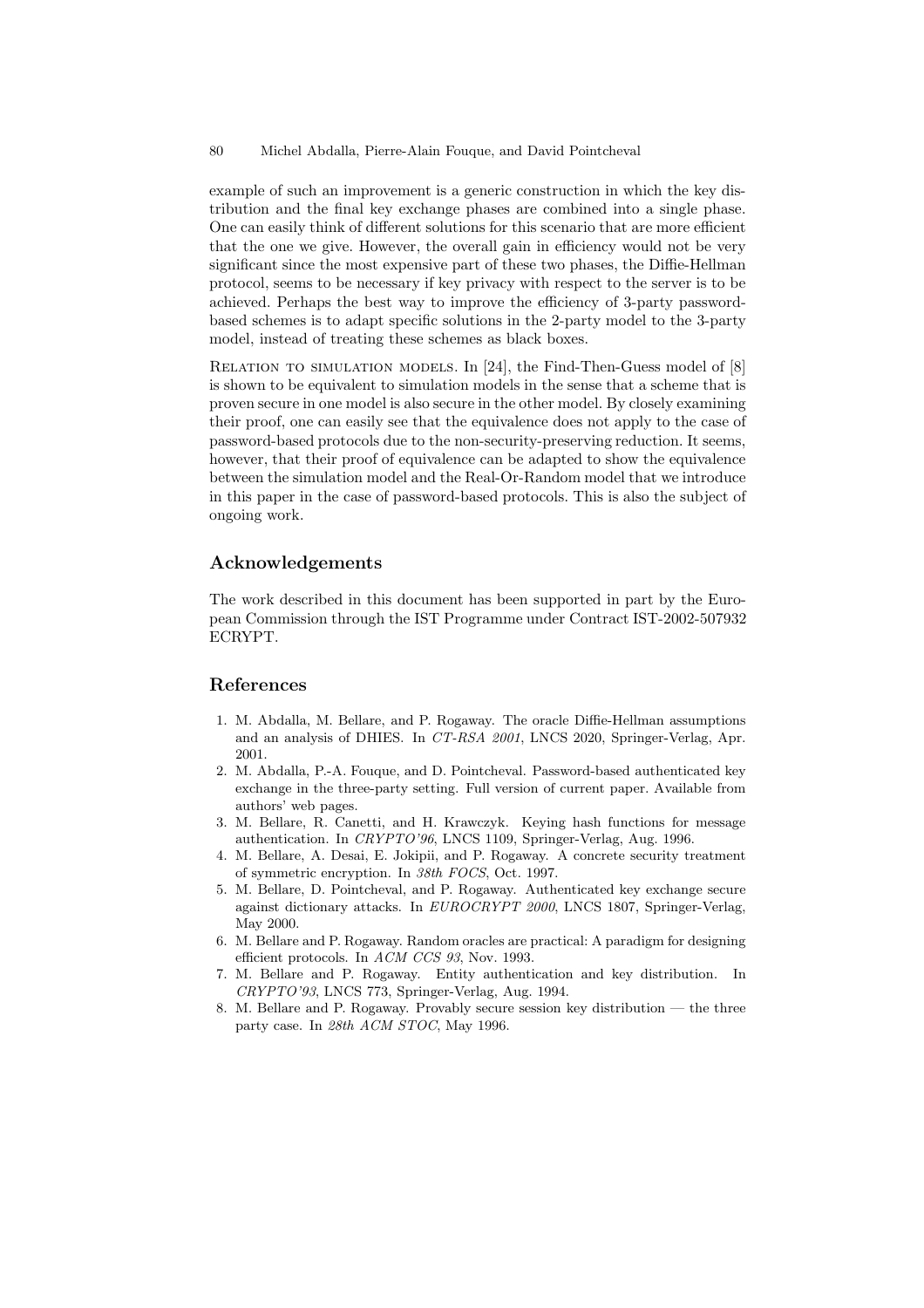example of such an improvement is a generic construction in which the key distribution and the final key exchange phases are combined into a single phase. One can easily think of different solutions for this scenario that are more efficient that the one we give. However, the overall gain in efficiency would not be very significant since the most expensive part of these two phases, the Diffie-Hellman protocol, seems to be necessary if key privacy with respect to the server is to be achieved. Perhaps the best way to improve the efficiency of 3-party password-based schemes is to adapt specific solutions in the 2-party model to the 3-party model, instead of treating these schemes as black boxes.

Relation to simulation models. In [24], the Find-Then-Guess model of [8] is shown to be equivalent to simulation models in the sense that a scheme that is proven secure in one model is also secure in the other model. By closely examining their proof, one can easily see that the equivalence does not apply to the case of password-based protocols due to the non-security-preserving reduction. It seems, however, that their proof of equivalence can be adapted to show the equivalence between the simulation model and the Real-Or-Random model that we introduce in this paper in the case of password-based protocols. This is also the subject of ongoing work.

## Acknowledgements

The work described in this document has been supported in part by the European Commission through the IST Programme under Contract IST-2002-507932 ECRYPT.

## References

1. M. Abdalla, M. Bellare, and P. Rogaway. The oracle Diffie-Hellman assumptions and an analysis of DHIES. In *CT-RSA 2001*, LNCS 2020, Springer-Verlag, Apr. 2001.
2. M. Abdalla, P.-A. Fouque, and D. Pointcheval. Password-based authenticated key exchange in the three-party setting. Full version of current paper. Available from authors' web pages.
3. M. Bellare, R. Canetti, and H. Krawczyk. Keying hash functions for message authentication. In *CRYPTO'96*, LNCS 1109, Springer-Verlag, Aug. 1996.
4. M. Bellare, A. Desai, E. Jokipii, and P. Rogaway. A concrete security treatment of symmetric encryption. In *38th FOCS*, Oct. 1997.
5. M. Bellare, D. Pointcheval, and P. Rogaway. Authenticated key exchange secure against dictionary attacks. In *EUROCRYPT 2000*, LNCS 1807, Springer-Verlag, May 2000.
6. M. Bellare and P. Rogaway. Random oracles are practical: A paradigm for designing efficient protocols. In *ACM CCS 93*, Nov. 1993.
7. M. Bellare and P. Rogaway. Entity authentication and key distribution. In *CRYPTO'93*, LNCS 773, Springer-Verlag, Aug. 1994.
8. M. Bellare and P. Rogaway. Provably secure session key distribution — the three party case. In *28th ACM STOC*, May 1996.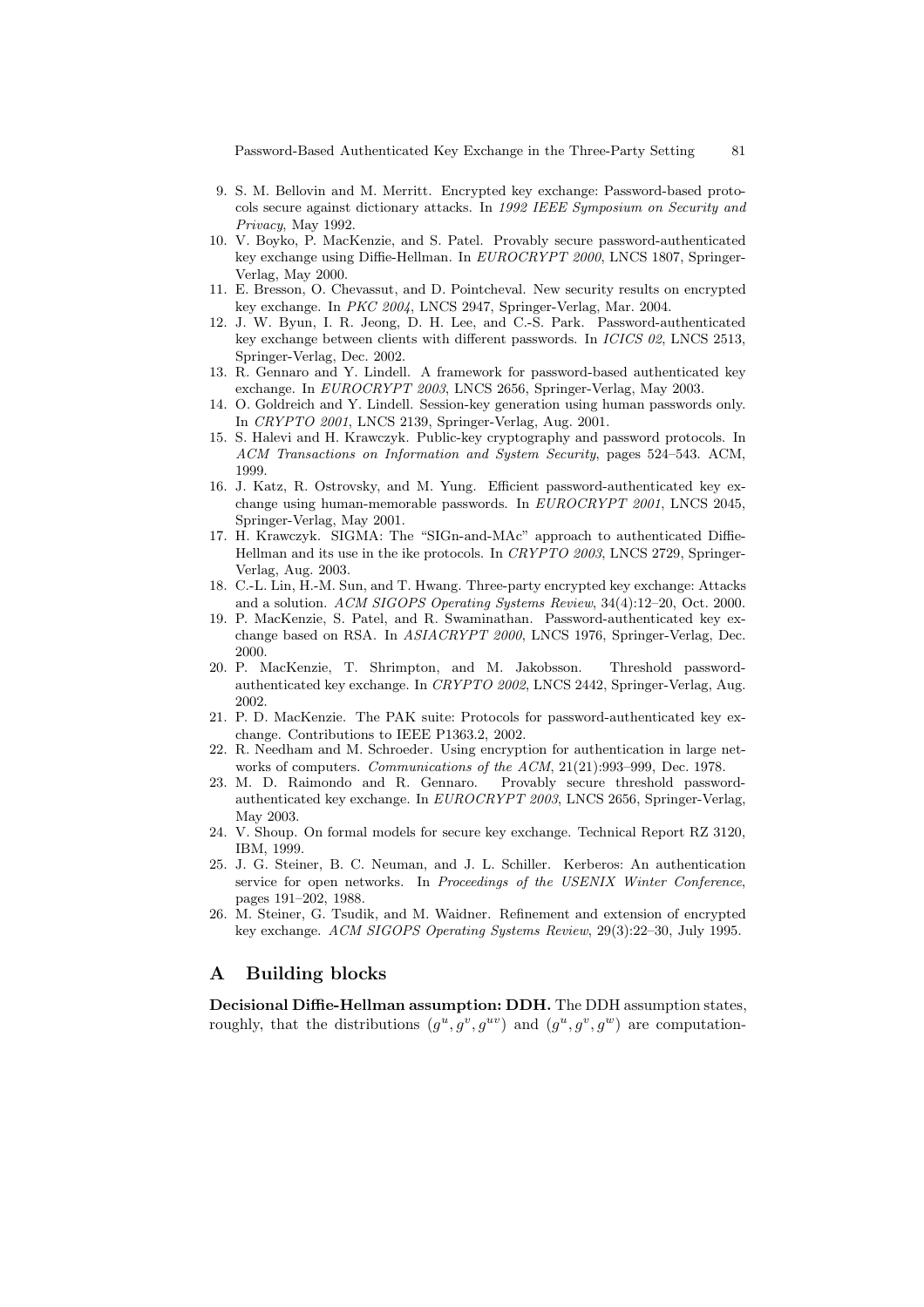9. S. M. Bellovin and M. Merritt. Encrypted key exchange: Password-based protocols secure against dictionary attacks. In *1992 IEEE Symposium on Security and Privacy*, May 1992.
10. V. Boyko, P. MacKenzie, and S. Patel. Provably secure password-authenticated key exchange using Diffie-Hellman. In *EUROCRYPT 2000*, LNCS 1807, Springer-Verlag, May 2000.
11. E. Bresson, O. Chevassut, and D. Pointcheval. New security results on encrypted key exchange. In *PKC 2004*, LNCS 2947, Springer-Verlag, Mar. 2004.
12. J. W. Byun, I. R. Jeong, D. H. Lee, and C.-S. Park. Password-authenticated key exchange between clients with different passwords. In *ICICS 02*, LNCS 2513, Springer-Verlag, Dec. 2002.
13. R. Gennaro and Y. Lindell. A framework for password-based authenticated key exchange. In *EUROCRYPT 2003*, LNCS 2656, Springer-Verlag, May 2003.
14. O. Goldreich and Y. Lindell. Session-key generation using human passwords only. In *CRYPTO 2001*, LNCS 2139, Springer-Verlag, Aug. 2001.
15. S. Halevi and H. Krawczyk. Public-key cryptography and password protocols. In *ACM Transactions on Information and System Security*, pages 524–543. ACM, 1999.
16. J. Katz, R. Ostrovsky, and M. Yung. Efficient password-authenticated key exchange using human-memorable passwords. In *EUROCRYPT 2001*, LNCS 2045, Springer-Verlag, May 2001.
17. H. Krawczyk. SIGMA: The "SIGn-and-MAc" approach to authenticated Diffie-Hellman and its use in the ike protocols. In *CRYPTO 2003*, LNCS 2729, Springer-Verlag, Aug. 2003.
18. C.-L. Lin, H.-M. Sun, and T. Hwang. Three-party encrypted key exchange: Attacks and a solution. *ACM SIGOPS Operating Systems Review*, 34(4):12–20, Oct. 2000.
19. P. MacKenzie, S. Patel, and R. Swaminathan. Password-authenticated key exchange based on RSA. In *ASIACRYPT 2000*, LNCS 1976, Springer-Verlag, Dec. 2000.
20. P. MacKenzie, T. Shrimpton, and M. Jakobsson. Threshold password-authenticated key exchange. In *CRYPTO 2002*, LNCS 2442, Springer-Verlag, Aug. 2002.
21. P. D. MacKenzie. The PAK suite: Protocols for password-authenticated key exchange. Contributions to IEEE P1363.2, 2002.
22. R. Needham and M. Schroeder. Using encryption for authentication in large networks of computers. *Communications of the ACM*, 21(21):993–999, Dec. 1978.
23. M. D. Raimondo and R. Gennaro. Provably secure threshold password-authenticated key exchange. In *EUROCRYPT 2003*, LNCS 2656, Springer-Verlag, May 2003.
24. V. Shoup. On formal models for secure key exchange. Technical Report RZ 3120, IBM, 1999.
25. J. G. Steiner, B. C. Neuman, and J. L. Schiller. Kerberos: An authentication service for open networks. In *Proceedings of the USENIX Winter Conference*, pages 191–202, 1988.
26. M. Steiner, G. Tsudik, and M. Waidner. Refinement and extension of encrypted key exchange. *ACM SIGOPS Operating Systems Review*, 29(3):22–30, July 1995.

## A Building blocks

**Decisional Diffie-Hellman assumption: DDH.** The DDH assumption states, roughly, that the distributions $(g^u, g^v, g^{uv})$ and $(g^u, g^v, g^w)$ are computation-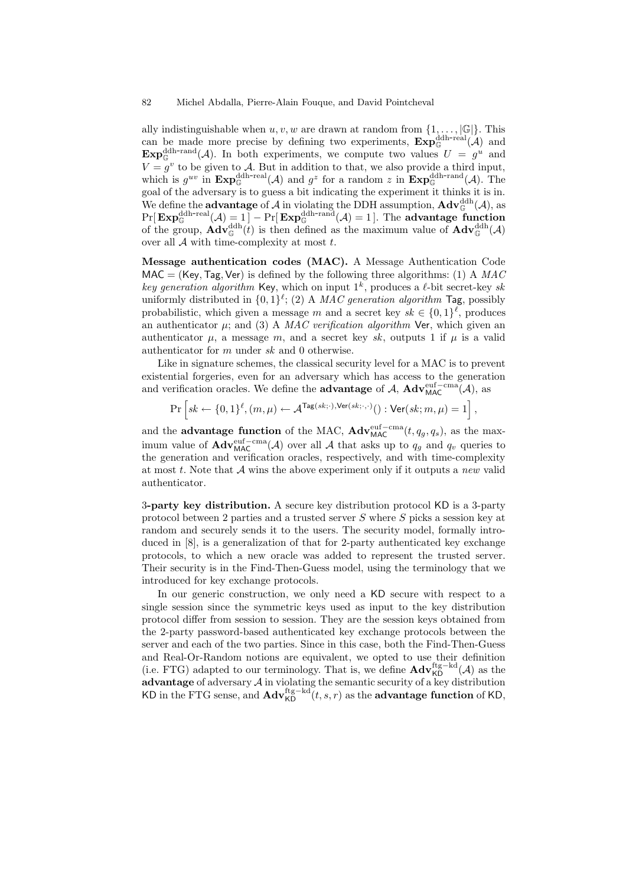ally indistinguishable when $u, v, w$ are drawn at random from $\{1, \ldots, |\mathbb{G}|\}$. This can be made more precise by defining two experiments, $\mathbf{Exp}^{\text{ddh-real}}_{\mathbb{G}}(\mathcal{A})$ and $\mathbf{Exp}^{\text{ddh-rand}}_{\mathbb{G}}(\mathcal{A})$. In both experiments, we compute two values $U = g^u$ and $V = g^v$ to be given to $\mathcal{A}$. But in addition to that, we also provide a third input, which is $g^{uv}$ in $\mathbf{Exp}^{\text{ddh-real}}_{\mathbb{G}}(\mathcal{A})$ and $g^z$ for a random $z$ in $\mathbf{Exp}^{\text{ddh-rand}}_{\mathbb{G}}(\mathcal{A})$. The goal of the adversary is to guess a bit indicating the experiment it thinks it is in. We define the **advantage** of $\mathcal{A}$ in violating the DDH assumption, $\mathbf{Adv}^{\text{ddh}}_{\mathbb{G}}(\mathcal{A})$, as $\Pr[\,\mathbf{Exp}^{\text{ddh-real}}_{\mathbb{G}}(\mathcal{A}) = 1\,] - \Pr[\,\mathbf{Exp}^{\text{ddh-rand}}_{\mathbb{G}}(\mathcal{A}) = 1\,]$. The **advantage function** of the group, $\mathbf{Adv}^{\text{ddh}}_{\mathbb{G}}(t)$ is then defined as the maximum value of $\mathbf{Adv}^{\text{ddh}}_{\mathbb{G}}(\mathcal{A})$ over all $\mathcal{A}$ with time-complexity at most $t$.

**Message authentication codes (MAC).** A Message Authentication Code $\mathsf{MAC} = (\mathsf{Key}, \mathsf{Tag}, \mathsf{Ver})$ is defined by the following three algorithms: (1) A *MAC key generation algorithm* $\mathsf{Key}$, which on input $1^k$, produces a $\ell$-bit secret-key $sk$ uniformly distributed in $\{0,1\}^\ell$; (2) A *MAC generation algorithm* $\mathsf{Tag}$, possibly probabilistic, which given a message $m$ and a secret key $sk \in \{0,1\}^\ell$, produces an authenticator $\mu$; and (3) A *MAC verification algorithm* $\mathsf{Ver}$, which given an authenticator $\mu$, a message $m$, and a secret key $sk$, outputs 1 if $\mu$ is a valid authenticator for $m$ under $sk$ and 0 otherwise.

Like in signature schemes, the classical security level for a MAC is to prevent existential forgeries, even for an adversary which has access to the generation and verification oracles. We define the **advantage** of $\mathcal{A}$, $\mathbf{Adv}^{\text{euf-cma}}_{\mathsf{MAC}}(\mathcal{A})$, as

$$\Pr\left[sk \leftarrow \{0,1\}^\ell, (m,\mu) \leftarrow \mathcal{A}^{\mathsf{Tag}(sk;\cdot),\mathsf{Ver}(sk;\cdot,\cdot)}() : \mathsf{Ver}(sk;m,\mu) = 1\right],$$

and the **advantage function** of the MAC, $\mathbf{Adv}^{\text{euf-cma}}_{\mathsf{MAC}}(t, q_g, q_s)$, as the maximum value of $\mathbf{Adv}^{\text{euf-cma}}_{\mathsf{MAC}}(\mathcal{A})$ over all $\mathcal{A}$ that asks up to $q_g$ and $q_v$ queries to the generation and verification oracles, respectively, and with time-complexity at most $t$. Note that $\mathcal{A}$ wins the above experiment only if it outputs a *new* valid authenticator.

**3-party key distribution.** A secure key distribution protocol $\mathsf{KD}$ is a 3-party protocol between 2 parties and a trusted server $S$ where $S$ picks a session key at random and securely sends it to the users. The security model, formally introduced in [8], is a generalization of that for 2-party authenticated key exchange protocols, to which a new oracle was added to represent the trusted server. Their security is in the Find-Then-Guess model, using the terminology that we introduced for key exchange protocols.

In our generic construction, we only need a $\mathsf{KD}$ secure with respect to a single session since the symmetric keys used as input to the key distribution protocol differ from session to session. They are the session keys obtained from the 2-party password-based authenticated key exchange protocols between the server and each of the two parties. Since in this case, both the Find-Then-Guess and Real-Or-Random notions are equivalent, we opted to use their definition (i.e. FTG) adapted to our terminology. That is, we define $\mathbf{Adv}^{\text{ftg-kd}}_{\mathsf{KD}}(\mathcal{A})$ as the **advantage** of adversary $\mathcal{A}$ in violating the semantic security of a key distribution $\mathsf{KD}$ in the FTG sense, and $\mathbf{Adv}^{\text{ftg-kd}}_{\mathsf{KD}}(t, s, r)$ as the **advantage function** of $\mathsf{KD}$,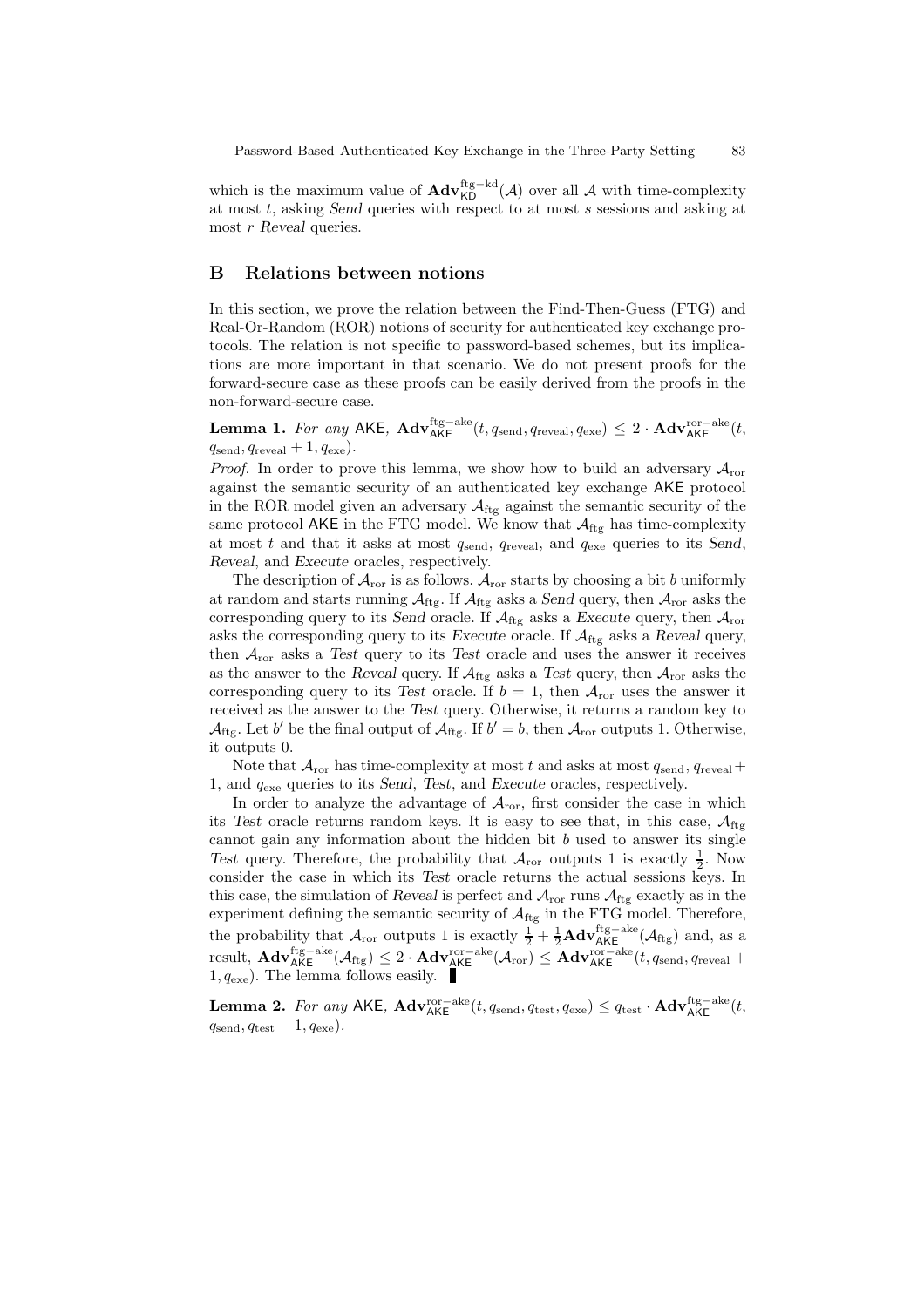which is the maximum value of $\mathbf{Adv}^{\mathrm{ftg-kd}}_{\mathsf{KD}}(\mathcal{A})$ over all $\mathcal{A}$ with time-complexity at most $t$, asking *Send* queries with respect to at most $s$ sessions and asking at most $r$ *Reveal* queries.

## B Relations between notions

In this section, we prove the relation between the Find-Then-Guess (FTG) and Real-Or-Random (ROR) notions of security for authenticated key exchange protocols. The relation is not specific to password-based schemes, but its implications are more important in that scenario. We do not present proofs for the forward-secure case as these proofs can be easily derived from the proofs in the non-forward-secure case.

**Lemma 1.** *For any* $\mathsf{AKE}$*,* $\mathbf{Adv}^{\mathrm{ftg-ake}}_{\mathsf{AKE}}(t, q_{\mathrm{send}}, q_{\mathrm{reveal}}, q_{\mathrm{exe}}) \leq 2 \cdot \mathbf{Adv}^{\mathrm{ror-ake}}_{\mathsf{AKE}}(t, q_{\mathrm{send}}, q_{\mathrm{reveal}} + 1, q_{\mathrm{exe}})$.

*Proof.* In order to prove this lemma, we show how to build an adversary $\mathcal{A}_{\mathrm{ror}}$ against the semantic security of an authenticated key exchange $\mathsf{AKE}$ protocol in the ROR model given an adversary $\mathcal{A}_{\mathrm{ftg}}$ against the semantic security of the same protocol $\mathsf{AKE}$ in the FTG model. We know that $\mathcal{A}_{\mathrm{ftg}}$ has time-complexity at most $t$ and that it asks at most $q_{\mathrm{send}}$, $q_{\mathrm{reveal}}$, and $q_{\mathrm{exe}}$ queries to its *Send*, *Reveal*, and *Execute* oracles, respectively.

The description of $\mathcal{A}_{\mathrm{ror}}$ is as follows. $\mathcal{A}_{\mathrm{ror}}$ starts by choosing a bit $b$ uniformly at random and starts running $\mathcal{A}_{\mathrm{ftg}}$. If $\mathcal{A}_{\mathrm{ftg}}$ asks a *Send* query, then $\mathcal{A}_{\mathrm{ror}}$ asks the corresponding query to its *Send* oracle. If $\mathcal{A}_{\mathrm{ftg}}$ asks a *Execute* query, then $\mathcal{A}_{\mathrm{ror}}$ asks the corresponding query to its *Execute* oracle. If $\mathcal{A}_{\mathrm{ftg}}$ asks a *Reveal* query, then $\mathcal{A}_{\mathrm{ror}}$ asks a *Test* query to its *Test* oracle and uses the answer it receives as the answer to the *Reveal* query. If $\mathcal{A}_{\mathrm{ftg}}$ asks a *Test* query, then $\mathcal{A}_{\mathrm{ror}}$ asks the corresponding query to its *Test* oracle. If $b = 1$, then $\mathcal{A}_{\mathrm{ror}}$ uses the answer it received as the answer to the *Test* query. Otherwise, it returns a random key to $\mathcal{A}_{\mathrm{ftg}}$. Let $b'$ be the final output of $\mathcal{A}_{\mathrm{ftg}}$. If $b' = b$, then $\mathcal{A}_{\mathrm{ror}}$ outputs 1. Otherwise, it outputs 0.

Note that $\mathcal{A}_{\mathrm{ror}}$ has time-complexity at most $t$ and asks at most $q_{\mathrm{send}}$, $q_{\mathrm{reveal}}+1$, and $q_{\mathrm{exe}}$ queries to its *Send*, *Test*, and *Execute* oracles, respectively.

In order to analyze the advantage of $\mathcal{A}_{\mathrm{ror}}$, first consider the case in which its *Test* oracle returns random keys. It is easy to see that, in this case, $\mathcal{A}_{\mathrm{ftg}}$ cannot gain any information about the hidden bit $b$ used to answer its single *Test* query. Therefore, the probability that $\mathcal{A}_{\mathrm{ror}}$ outputs 1 is exactly $\frac{1}{2}$. Now consider the case in which its *Test* oracle returns the actual sessions keys. In this case, the simulation of *Reveal* is perfect and $\mathcal{A}_{\mathrm{ror}}$ runs $\mathcal{A}_{\mathrm{ftg}}$ exactly as in the experiment defining the semantic security of $\mathcal{A}_{\mathrm{ftg}}$ in the FTG model. Therefore, the probability that $\mathcal{A}_{\mathrm{ror}}$ outputs 1 is exactly $\frac{1}{2} + \frac{1}{2}\mathbf{Adv}^{\mathrm{ftg-ake}}_{\mathsf{AKE}}(\mathcal{A}_{\mathrm{ftg}})$ and, as a result, $\mathbf{Adv}^{\mathrm{ftg-ake}}_{\mathsf{AKE}}(\mathcal{A}_{\mathrm{ftg}}) \leq 2 \cdot \mathbf{Adv}^{\mathrm{ror-ake}}_{\mathsf{AKE}}(\mathcal{A}_{\mathrm{ror}}) \leq \mathbf{Adv}^{\mathrm{ror-ake}}_{\mathsf{AKE}}(t, q_{\mathrm{send}}, q_{\mathrm{reveal}} + 1, q_{\mathrm{exe}})$. The lemma follows easily. ∎

**Lemma 2.** *For any* $\mathsf{AKE}$*,* $\mathbf{Adv}^{\mathrm{ror-ake}}_{\mathsf{AKE}}(t, q_{\mathrm{send}}, q_{\mathrm{test}}, q_{\mathrm{exe}}) \leq q_{\mathrm{test}} \cdot \mathbf{Adv}^{\mathrm{ftg-ake}}_{\mathsf{AKE}}(t, q_{\mathrm{send}}, q_{\mathrm{test}} - 1, q_{\mathrm{exe}})$.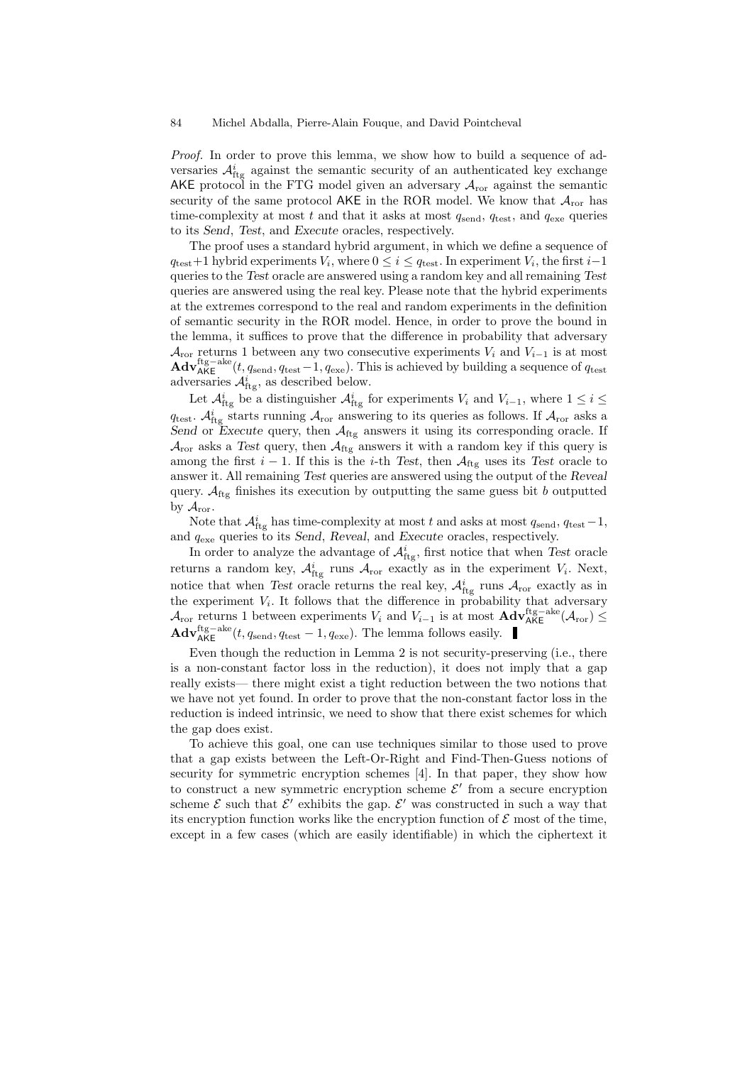*Proof.* In order to prove this lemma, we show how to build a sequence of adversaries $\mathcal{A}^i_{\text{ftg}}$ against the semantic security of an authenticated key exchange $\mathsf{AKE}$ protocol in the FTG model given an adversary $\mathcal{A}_{\text{ror}}$ against the semantic security of the same protocol $\mathsf{AKE}$ in the ROR model. We know that $\mathcal{A}_{\text{ror}}$ has time-complexity at most $t$ and that it asks at most $q_{\text{send}}$, $q_{\text{test}}$, and $q_{\text{exe}}$ queries to its *Send*, *Test*, and *Execute* oracles, respectively.

The proof uses a standard hybrid argument, in which we define a sequence of $q_{\text{test}}+1$ hybrid experiments $V_i$, where $0 \leq i \leq q_{\text{test}}$. In experiment $V_i$, the first $i-1$ queries to the *Test* oracle are answered using a random key and all remaining *Test* queries are answered using the real key. Please note that the hybrid experiments at the extremes correspond to the real and random experiments in the definition of semantic security in the ROR model. Hence, in order to prove the bound in the lemma, it suffices to prove that the difference in probability that adversary $\mathcal{A}_{\text{ror}}$ returns 1 between any two consecutive experiments $V_i$ and $V_{i-1}$ is at most $\mathbf{Adv}^{\text{ftg-ake}}_{\mathsf{AKE}}(t, q_{\text{send}}, q_{\text{test}}-1, q_{\text{exe}})$. This is achieved by building a sequence of $q_{\text{test}}$ adversaries $\mathcal{A}^i_{\text{ftg}}$, as described below.

Let $\mathcal{A}^i_{\text{ftg}}$ be a distinguisher $\mathcal{A}^i_{\text{ftg}}$ for experiments $V_i$ and $V_{i-1}$, where $1 \leq i \leq q_{\text{test}}$. $\mathcal{A}^i_{\text{ftg}}$ starts running $\mathcal{A}_{\text{ror}}$ answering to its queries as follows. If $\mathcal{A}_{\text{ror}}$ asks a *Send* or *Execute* query, then $\mathcal{A}_{\text{ftg}}$ answers it using its corresponding oracle. If $\mathcal{A}_{\text{ror}}$ asks a *Test* query, then $\mathcal{A}_{\text{ftg}}$ answers it with a random key if this query is among the first $i-1$. If this is the $i$-th *Test*, then $\mathcal{A}_{\text{ftg}}$ uses its *Test* oracle to answer it. All remaining *Test* queries are answered using the output of the *Reveal* query. $\mathcal{A}_{\text{ftg}}$ finishes its execution by outputting the same guess bit $b$ outputted by $\mathcal{A}_{\text{ror}}$.

Note that $\mathcal{A}^i_{\text{ftg}}$ has time-complexity at most $t$ and asks at most $q_{\text{send}}$, $q_{\text{test}}-1$, and $q_{\text{exe}}$ queries to its *Send*, *Reveal*, and *Execute* oracles, respectively.

In order to analyze the advantage of $\mathcal{A}^i_{\text{ftg}}$, first notice that when *Test* oracle returns a random key, $\mathcal{A}^i_{\text{ftg}}$ runs $\mathcal{A}_{\text{ror}}$ exactly as in the experiment $V_i$. Next, notice that when *Test* oracle returns the real key, $\mathcal{A}^i_{\text{ftg}}$ runs $\mathcal{A}_{\text{ror}}$ exactly as in the experiment $V_i$. It follows that the difference in probability that adversary $\mathcal{A}_{\text{ror}}$ returns 1 between experiments $V_i$ and $V_{i-1}$ is at most $\mathbf{Adv}^{\text{ftg-ake}}_{\mathsf{AKE}}(\mathcal{A}_{\text{ror}}) \leq \mathbf{Adv}^{\text{ftg-ake}}_{\mathsf{AKE}}(t, q_{\text{send}}, q_{\text{test}}-1, q_{\text{exe}})$. The lemma follows easily. ∎

Even though the reduction in Lemma 2 is not security-preserving (i.e., there is a non-constant factor loss in the reduction), it does not imply that a gap really exists— there might exist a tight reduction between the two notions that we have not yet found. In order to prove that the non-constant factor loss in the reduction is indeed intrinsic, we need to show that there exist schemes for which the gap does exist.

To achieve this goal, one can use techniques similar to those used to prove that a gap exists between the Left-Or-Right and Find-Then-Guess notions of security for symmetric encryption schemes [4]. In that paper, they show how to construct a new symmetric encryption scheme $\mathcal{E}'$ from a secure encryption scheme $\mathcal{E}$ such that $\mathcal{E}'$ exhibits the gap. $\mathcal{E}'$ was constructed in such a way that its encryption function works like the encryption function of $\mathcal{E}$ most of the time, except in a few cases (which are easily identifiable) in which the ciphertext it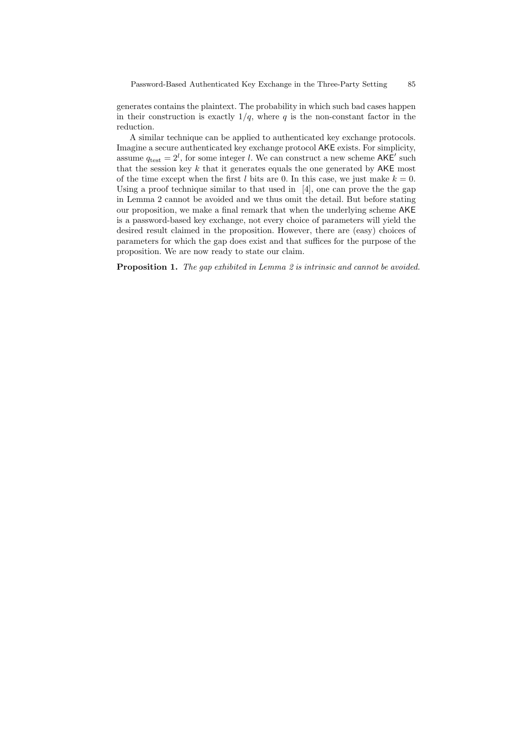generates contains the plaintext. The probability in which such bad cases happen in their construction is exactly $1/q$, where $q$ is the non-constant factor in the reduction.

A similar technique can be applied to authenticated key exchange protocols. Imagine a secure authenticated key exchange protocol $\mathsf{AKE}$ exists. For simplicity, assume $q_{\text{test}} = 2^l$, for some integer $l$. We can construct a new scheme $\mathsf{AKE}'$ such that the session key $k$ that it generates equals the one generated by $\mathsf{AKE}$ most of the time except when the first $l$ bits are 0. In this case, we just make $k = 0$. Using a proof technique similar to that used in [4], one can prove the the gap in Lemma 2 cannot be avoided and we thus omit the detail. But before stating our proposition, we make a final remark that when the underlying scheme $\mathsf{AKE}$ is a password-based key exchange, not every choice of parameters will yield the desired result claimed in the proposition. However, there are (easy) choices of parameters for which the gap does exist and that suffices for the purpose of the proposition. We are now ready to state our claim.

**Proposition 1.** *The gap exhibited in Lemma 2 is intrinsic and cannot be avoided.*